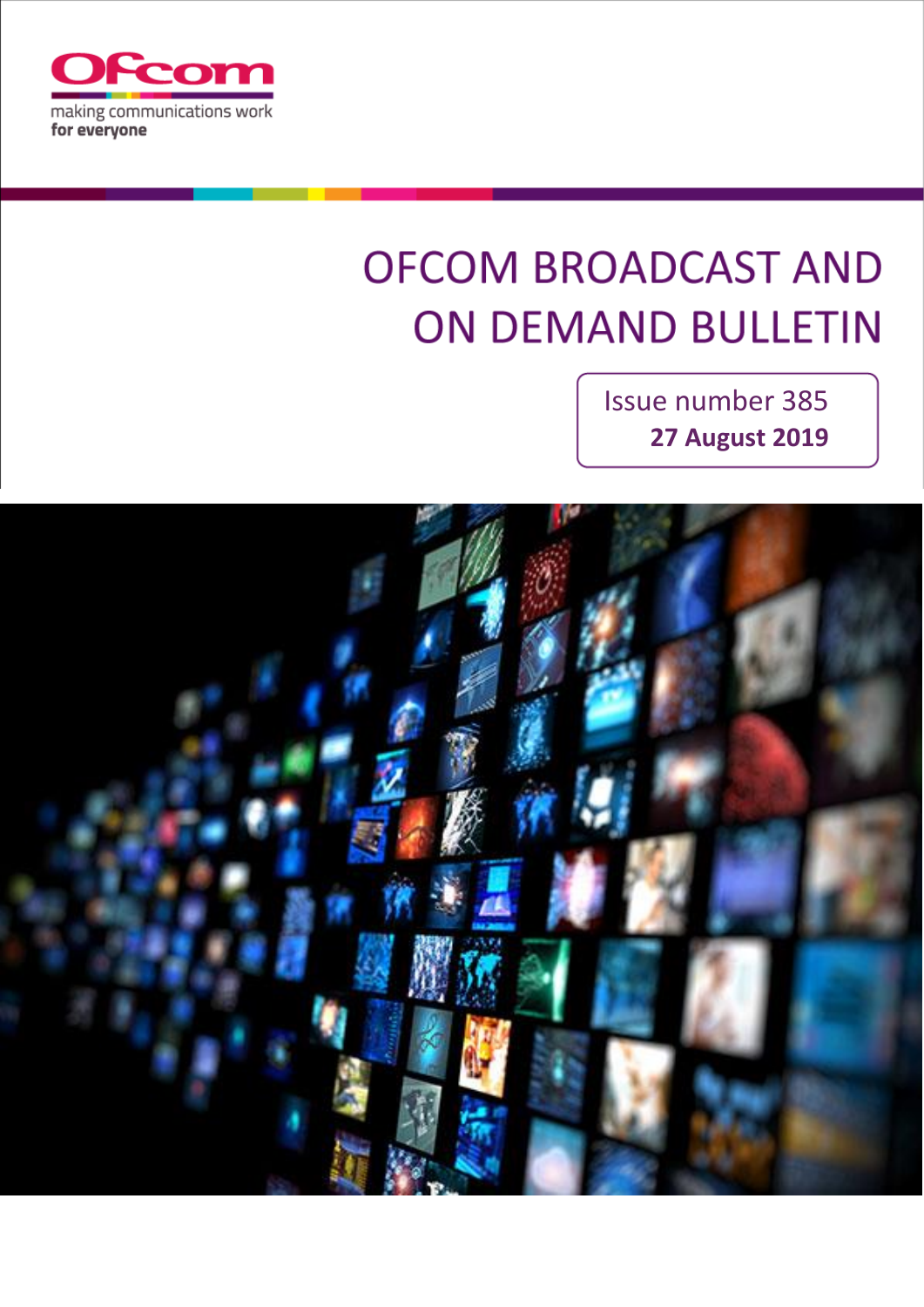Ofcom

making communications work
for everyone

# OFCOM BROADCAST AND ON DEMAND BULLETIN

Issue number 385

**27 August 2019**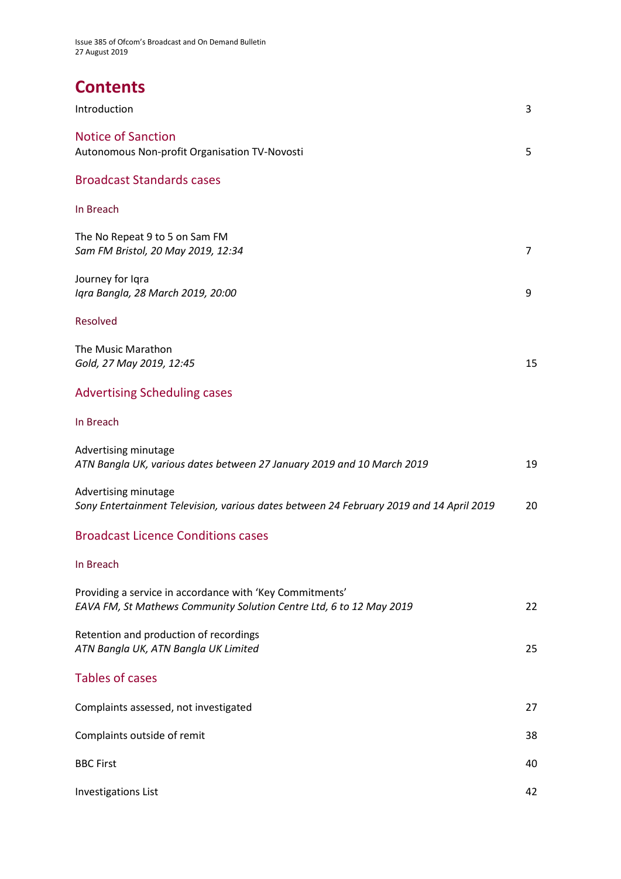# Contents

| | |
|---|---|
| Introduction | 3 |
| **Notice of Sanction** | |
| Autonomous Non-profit Organisation TV-Novosti | 5 |
| **Broadcast Standards cases** | |
| **In Breach** | |
| The No Repeat 9 to 5 on Sam FM<br>*Sam FM Bristol, 20 May 2019, 12:34* | 7 |
| Journey for Iqra<br>*Iqra Bangla, 28 March 2019, 20:00* | 9 |
| **Resolved** | |
| The Music Marathon<br>*Gold, 27 May 2019, 12:45* | 15 |
| **Advertising Scheduling cases** | |
| **In Breach** | |
| Advertising minutage<br>*ATN Bangla UK, various dates between 27 January 2019 and 10 March 2019* | 19 |
| Advertising minutage<br>*Sony Entertainment Television, various dates between 24 February 2019 and 14 April 2019* | 20 |
| **Broadcast Licence Conditions cases** | |
| **In Breach** | |
| Providing a service in accordance with 'Key Commitments'<br>*EAVA FM, St Mathews Community Solution Centre Ltd, 6 to 12 May 2019* | 22 |
| Retention and production of recordings<br>*ATN Bangla UK, ATN Bangla UK Limited* | 25 |
| **Tables of cases** | |
| Complaints assessed, not investigated | 27 |
| Complaints outside of remit | 38 |
| BBC First | 40 |
| Investigations List | 42 |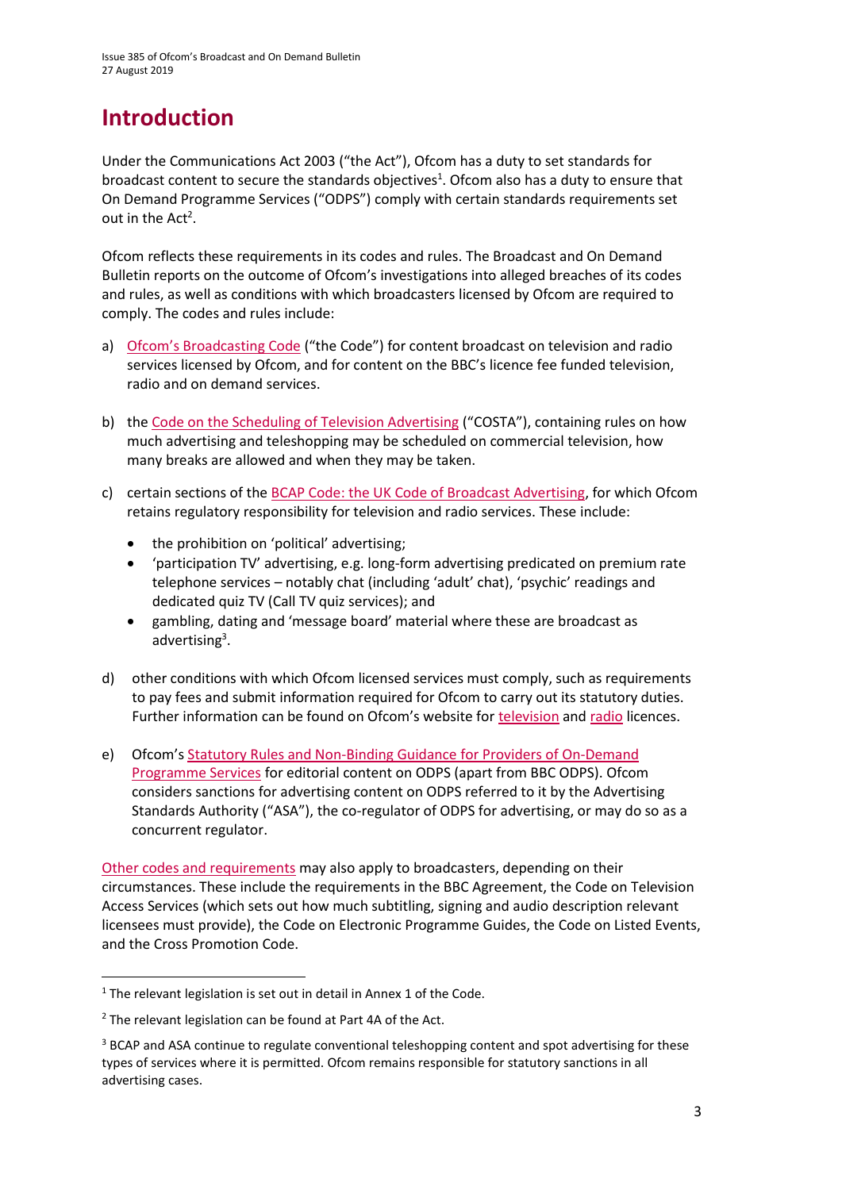# Introduction

Under the Communications Act 2003 ("the Act"), Ofcom has a duty to set standards for broadcast content to secure the standards objectives[1]. Ofcom also has a duty to ensure that On Demand Programme Services ("ODPS") comply with certain standards requirements set out in the Act[2].

Ofcom reflects these requirements in its codes and rules. The Broadcast and On Demand Bulletin reports on the outcome of Ofcom's investigations into alleged breaches of its codes and rules, as well as conditions with which broadcasters licensed by Ofcom are required to comply. The codes and rules include:

a) Ofcom's Broadcasting Code ("the Code") for content broadcast on television and radio services licensed by Ofcom, and for content on the BBC's licence fee funded television, radio and on demand services.

b) the Code on the Scheduling of Television Advertising ("COSTA"), containing rules on how much advertising and teleshopping may be scheduled on commercial television, how many breaks are allowed and when they may be taken.

c) certain sections of the BCAP Code: the UK Code of Broadcast Advertising, for which Ofcom retains regulatory responsibility for television and radio services. These include:
    - the prohibition on 'political' advertising;
    - 'participation TV' advertising, e.g. long-form advertising predicated on premium rate telephone services – notably chat (including 'adult' chat), 'psychic' readings and dedicated quiz TV (Call TV quiz services); and
    - gambling, dating and 'message board' material where these are broadcast as advertising[3].

d) other conditions with which Ofcom licensed services must comply, such as requirements to pay fees and submit information required for Ofcom to carry out its statutory duties. Further information can be found on Ofcom's website for television and radio licences.

e) Ofcom's Statutory Rules and Non-Binding Guidance for Providers of On-Demand Programme Services for editorial content on ODPS (apart from BBC ODPS). Ofcom considers sanctions for advertising content on ODPS referred to it by the Advertising Standards Authority ("ASA"), the co-regulator of ODPS for advertising, or may do so as a concurrent regulator.

Other codes and requirements may also apply to broadcasters, depending on their circumstances. These include the requirements in the BBC Agreement, the Code on Television Access Services (which sets out how much subtitling, signing and audio description relevant licensees must provide), the Code on Electronic Programme Guides, the Code on Listed Events, and the Cross Promotion Code.

---

[1] The relevant legislation is set out in detail in Annex 1 of the Code.

[2] The relevant legislation can be found at Part 4A of the Act.

[3] BCAP and ASA continue to regulate conventional teleshopping content and spot advertising for these types of services where it is permitted. Ofcom remains responsible for statutory sanctions in all advertising cases.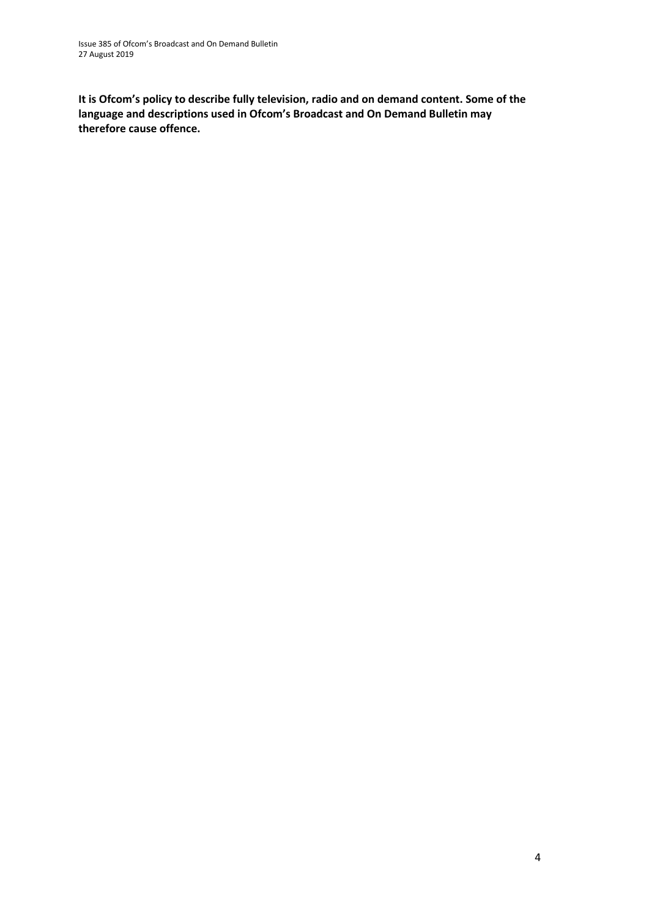**It is Ofcom's policy to describe fully television, radio and on demand content. Some of the language and descriptions used in Ofcom's Broadcast and On Demand Bulletin may therefore cause offence.**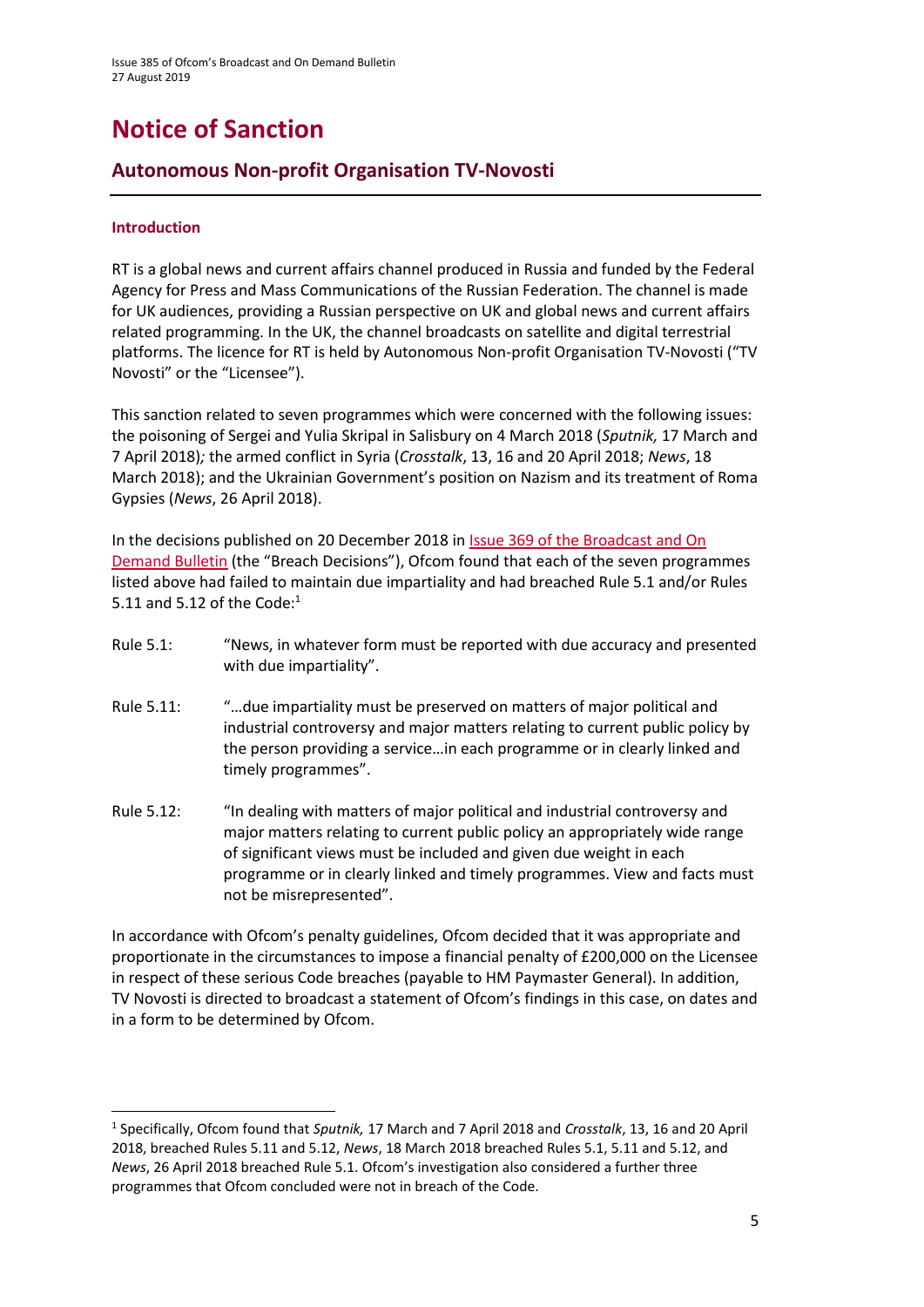# Notice of Sanction

## Autonomous Non-profit Organisation TV-Novosti

### Introduction

RT is a global news and current affairs channel produced in Russia and funded by the Federal Agency for Press and Mass Communications of the Russian Federation. The channel is made for UK audiences, providing a Russian perspective on UK and global news and current affairs related programming. In the UK, the channel broadcasts on satellite and digital terrestrial platforms. The licence for RT is held by Autonomous Non-profit Organisation TV-Novosti ("TV Novosti" or the "Licensee").

This sanction related to seven programmes which were concerned with the following issues: the poisoning of Sergei and Yulia Skripal in Salisbury on 4 March 2018 (*Sputnik,* 17 March and 7 April 2018)*;* the armed conflict in Syria (*Crosstalk*, 13, 16 and 20 April 2018; *News*, 18 March 2018); and the Ukrainian Government's position on Nazism and its treatment of Roma Gypsies (*News*, 26 April 2018).

In the decisions published on 20 December 2018 in Issue 369 of the Broadcast and On Demand Bulletin (the "Breach Decisions"), Ofcom found that each of the seven programmes listed above had failed to maintain due impartiality and had breached Rule 5.1 and/or Rules 5.11 and 5.12 of the Code:[1]

Rule 5.1: "News, in whatever form must be reported with due accuracy and presented with due impartiality".

Rule 5.11: "…due impartiality must be preserved on matters of major political and industrial controversy and major matters relating to current public policy by the person providing a service…in each programme or in clearly linked and timely programmes".

Rule 5.12: "In dealing with matters of major political and industrial controversy and major matters relating to current public policy an appropriately wide range of significant views must be included and given due weight in each programme or in clearly linked and timely programmes. View and facts must not be misrepresented".

In accordance with Ofcom's penalty guidelines, Ofcom decided that it was appropriate and proportionate in the circumstances to impose a financial penalty of £200,000 on the Licensee in respect of these serious Code breaches (payable to HM Paymaster General). In addition, TV Novosti is directed to broadcast a statement of Ofcom's findings in this case, on dates and in a form to be determined by Ofcom.

[1] Specifically, Ofcom found that *Sputnik,* 17 March and 7 April 2018 and *Crosstalk*, 13, 16 and 20 April 2018, breached Rules 5.11 and 5.12, *News*, 18 March 2018 breached Rules 5.1, 5.11 and 5.12, and *News*, 26 April 2018 breached Rule 5.1. Ofcom's investigation also considered a further three programmes that Ofcom concluded were not in breach of the Code.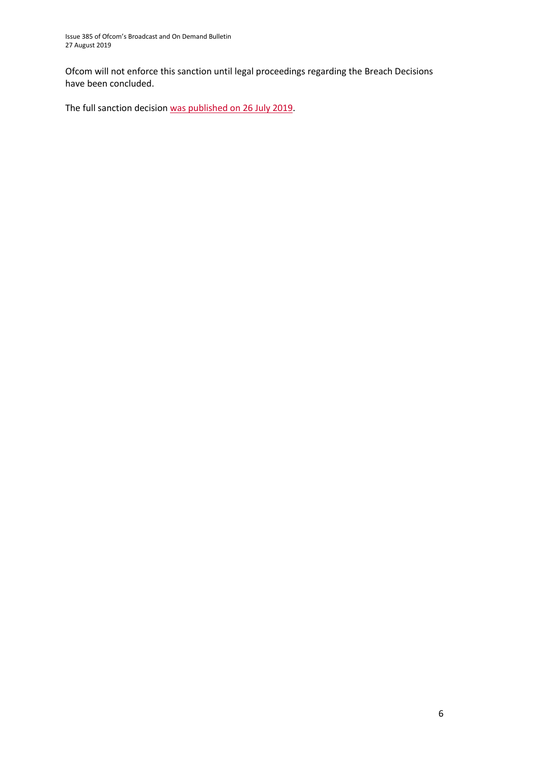Ofcom will not enforce this sanction until legal proceedings regarding the Breach Decisions have been concluded.

The full sanction decision was published on 26 July 2019.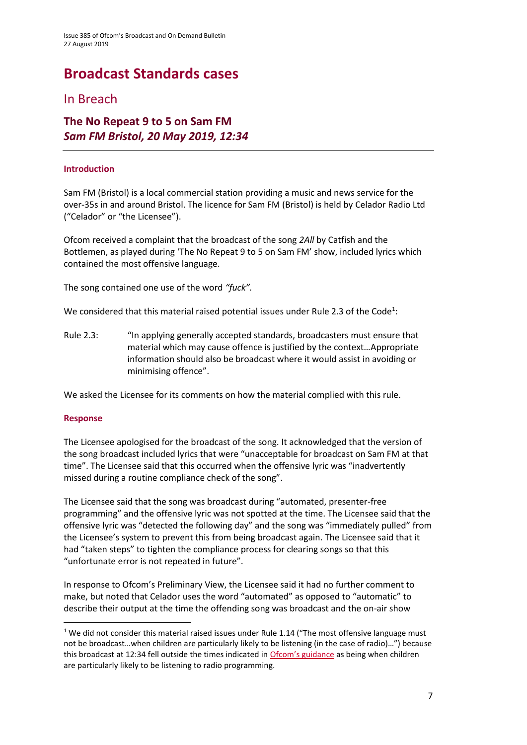# Broadcast Standards cases

## In Breach

### The No Repeat 9 to 5 on Sam FM
### *Sam FM Bristol, 20 May 2019, 12:34*

#### Introduction

Sam FM (Bristol) is a local commercial station providing a music and news service for the over-35s in and around Bristol. The licence for Sam FM (Bristol) is held by Celador Radio Ltd ("Celador" or "the Licensee").

Ofcom received a complaint that the broadcast of the song *2All* by Catfish and the Bottlemen, as played during 'The No Repeat 9 to 5 on Sam FM' show, included lyrics which contained the most offensive language.

The song contained one use of the word *"fuck".*

We considered that this material raised potential issues under Rule 2.3 of the Code[1]:

Rule 2.3: "In applying generally accepted standards, broadcasters must ensure that material which may cause offence is justified by the context…Appropriate information should also be broadcast where it would assist in avoiding or minimising offence".

We asked the Licensee for its comments on how the material complied with this rule.

#### Response

The Licensee apologised for the broadcast of the song. It acknowledged that the version of the song broadcast included lyrics that were "unacceptable for broadcast on Sam FM at that time". The Licensee said that this occurred when the offensive lyric was "inadvertently missed during a routine compliance check of the song".

The Licensee said that the song was broadcast during "automated, presenter-free programming" and the offensive lyric was not spotted at the time. The Licensee said that the offensive lyric was "detected the following day" and the song was "immediately pulled" from the Licensee's system to prevent this from being broadcast again. The Licensee said that it had "taken steps" to tighten the compliance process for clearing songs so that this "unfortunate error is not repeated in future".

In response to Ofcom's Preliminary View, the Licensee said it had no further comment to make, but noted that Celador uses the word "automated" as opposed to "automatic" to describe their output at the time the offending song was broadcast and the on-air show

---

[1] We did not consider this material raised issues under Rule 1.14 ("The most offensive language must not be broadcast…when children are particularly likely to be listening (in the case of radio)…") because this broadcast at 12:34 fell outside the times indicated in Ofcom's guidance as being when children are particularly likely to be listening to radio programming.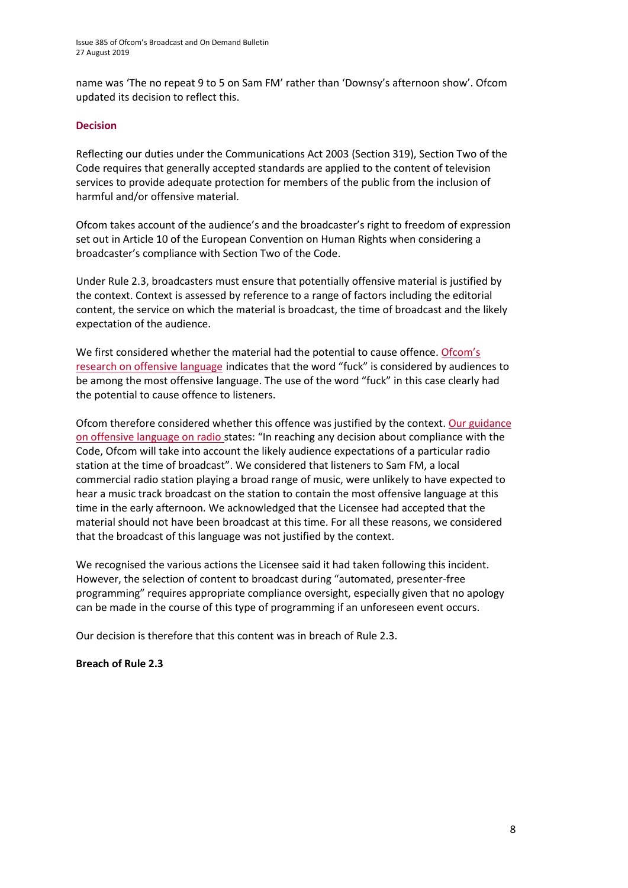name was 'The no repeat 9 to 5 on Sam FM' rather than 'Downsy's afternoon show'. Ofcom updated its decision to reflect this.

### Decision

Reflecting our duties under the Communications Act 2003 (Section 319), Section Two of the Code requires that generally accepted standards are applied to the content of television services to provide adequate protection for members of the public from the inclusion of harmful and/or offensive material.

Ofcom takes account of the audience's and the broadcaster's right to freedom of expression set out in Article 10 of the European Convention on Human Rights when considering a broadcaster's compliance with Section Two of the Code.

Under Rule 2.3, broadcasters must ensure that potentially offensive material is justified by the context. Context is assessed by reference to a range of factors including the editorial content, the service on which the material is broadcast, the time of broadcast and the likely expectation of the audience.

We first considered whether the material had the potential to cause offence. Ofcom's research on offensive language indicates that the word "fuck" is considered by audiences to be among the most offensive language. The use of the word "fuck" in this case clearly had the potential to cause offence to listeners.

Ofcom therefore considered whether this offence was justified by the context. Our guidance on offensive language on radio states: "In reaching any decision about compliance with the Code, Ofcom will take into account the likely audience expectations of a particular radio station at the time of broadcast". We considered that listeners to Sam FM, a local commercial radio station playing a broad range of music, were unlikely to have expected to hear a music track broadcast on the station to contain the most offensive language at this time in the early afternoon. We acknowledged that the Licensee had accepted that the material should not have been broadcast at this time. For all these reasons, we considered that the broadcast of this language was not justified by the context.

We recognised the various actions the Licensee said it had taken following this incident. However, the selection of content to broadcast during "automated, presenter-free programming" requires appropriate compliance oversight, especially given that no apology can be made in the course of this type of programming if an unforeseen event occurs.

Our decision is therefore that this content was in breach of Rule 2.3.

**Breach of Rule 2.3**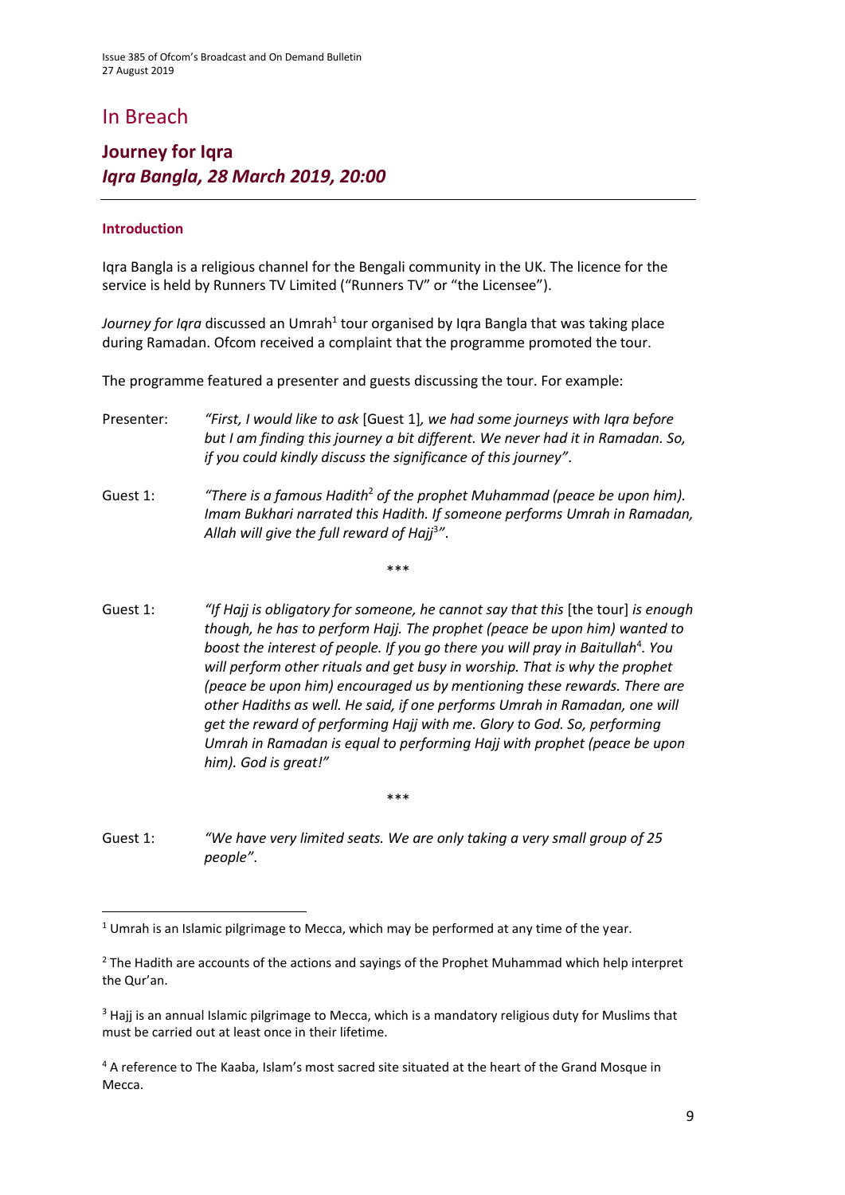# In Breach

## Journey for Iqra

## *Iqra Bangla, 28 March 2019, 20:00*

### Introduction

Iqra Bangla is a religious channel for the Bengali community in the UK. The licence for the service is held by Runners TV Limited ("Runners TV" or "the Licensee").

*Journey for Iqra* discussed an Umrah[1] tour organised by Iqra Bangla that was taking place during Ramadan. Ofcom received a complaint that the programme promoted the tour.

The programme featured a presenter and guests discussing the tour. For example:

Presenter: *"First, I would like to ask* [Guest 1]*, we had some journeys with Iqra before but I am finding this journey a bit different. We never had it in Ramadan. So, if you could kindly discuss the significance of this journey"*.

Guest 1: *"There is a famous Hadith*[2] *of the prophet Muhammad (peace be upon him). Imam Bukhari narrated this Hadith. If someone performs Umrah in Ramadan, Allah will give the full reward of Hajj*[3]*"*.

\*\*\*

Guest 1: *"If Hajj is obligatory for someone, he cannot say that this* [the tour] *is enough though, he has to perform Hajj. The prophet (peace be upon him) wanted to boost the interest of people. If you go there you will pray in Baitullah*[4]*. You will perform other rituals and get busy in worship. That is why the prophet (peace be upon him) encouraged us by mentioning these rewards. There are other Hadiths as well. He said, if one performs Umrah in Ramadan, one will get the reward of performing Hajj with me. Glory to God. So, performing Umrah in Ramadan is equal to performing Hajj with prophet (peace be upon him). God is great!"*

\*\*\*

Guest 1: *"We have very limited seats. We are only taking a very small group of 25 people"*.

---

[1] Umrah is an Islamic pilgrimage to Mecca, which may be performed at any time of the year.

[2] The Hadith are accounts of the actions and sayings of the Prophet Muhammad which help interpret the Qur'an.

[3] Hajj is an annual Islamic pilgrimage to Mecca, which is a mandatory religious duty for Muslims that must be carried out at least once in their lifetime.

[4] A reference to The Kaaba, Islam's most sacred site situated at the heart of the Grand Mosque in Mecca.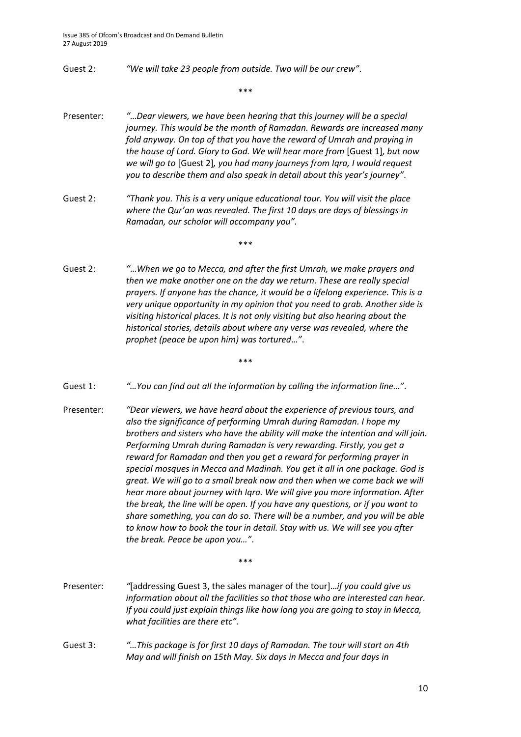Guest 2: *"We will take 23 people from outside. Two will be our crew"*.

\*\*\*

Presenter: *"…Dear viewers, we have been hearing that this journey will be a special journey. This would be the month of Ramadan. Rewards are increased many fold anyway. On top of that you have the reward of Umrah and praying in the house of Lord. Glory to God. We will hear more from* [Guest 1]*, but now we will go to* [Guest 2]*, you had many journeys from Iqra, I would request you to describe them and also speak in detail about this year's journey"*.

Guest 2: *"Thank you. This is a very unique educational tour. You will visit the place where the Qur'an was revealed. The first 10 days are days of blessings in Ramadan, our scholar will accompany you"*.

\*\*\*

Guest 2: *"…When we go to Mecca, and after the first Umrah, we make prayers and then we make another one on the day we return. These are really special prayers. If anyone has the chance, it would be a lifelong experience. This is a very unique opportunity in my opinion that you need to grab. Another side is visiting historical places. It is not only visiting but also hearing about the historical stories, details about where any verse was revealed, where the prophet (peace be upon him) was tortured…"*.

\*\*\*

Guest 1: *"…You can find out all the information by calling the information line…"*.

Presenter: *"Dear viewers, we have heard about the experience of previous tours, and also the significance of performing Umrah during Ramadan. I hope my brothers and sisters who have the ability will make the intention and will join. Performing Umrah during Ramadan is very rewarding. Firstly, you get a reward for Ramadan and then you get a reward for performing prayer in special mosques in Mecca and Madinah. You get it all in one package. God is great. We will go to a small break now and then when we come back we will hear more about journey with Iqra. We will give you more information. After the break, the line will be open. If you have any questions, or if you want to share something, you can do so. There will be a number, and you will be able to know how to book the tour in detail. Stay with us. We will see you after the break. Peace be upon you…"*.

\*\*\*

Presenter: *"*[addressing Guest 3, the sales manager of the tour]*…if you could give us information about all the facilities so that those who are interested can hear. If you could just explain things like how long you are going to stay in Mecca, what facilities are there etc"*.

Guest 3: *"…This package is for first 10 days of Ramadan. The tour will start on 4th May and will finish on 15th May. Six days in Mecca and four days in*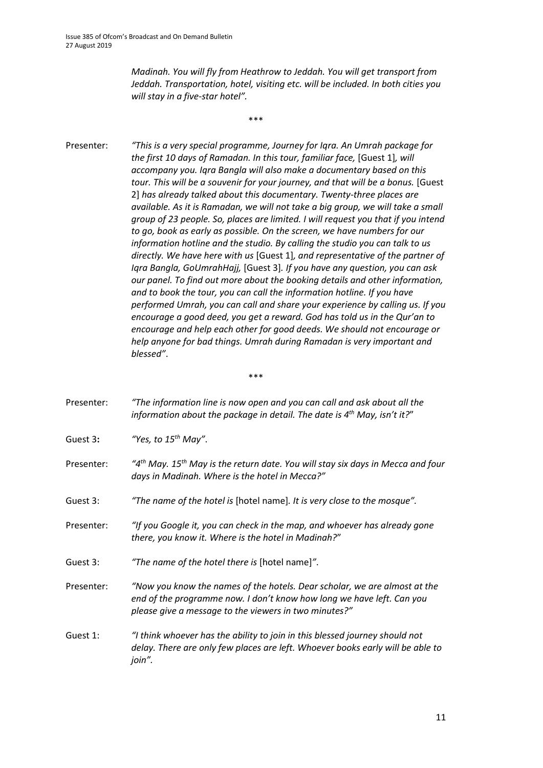*Madinah. You will fly from Heathrow to Jeddah. You will get transport from Jeddah. Transportation, hotel, visiting etc. will be included. In both cities you will stay in a five-star hotel".*

\*\*\*

Presenter: *"This is a very special programme, Journey for Iqra. An Umrah package for the first 10 days of Ramadan. In this tour, familiar face,* [Guest 1]*, will accompany you. Iqra Bangla will also make a documentary based on this tour. This will be a souvenir for your journey, and that will be a bonus.* [Guest 2] *has already talked about this documentary. Twenty-three places are available. As it is Ramadan, we will not take a big group, we will take a small group of 23 people. So, places are limited. I will request you that if you intend to go, book as early as possible. On the screen, we have numbers for our information hotline and the studio. By calling the studio you can talk to us directly. We have here with us* [Guest 1]*, and representative of the partner of Iqra Bangla, GoUmrahHajj,* [Guest 3]*. If you have any question, you can ask our panel. To find out more about the booking details and other information, and to book the tour, you can call the information hotline. If you have performed Umrah, you can call and share your experience by calling us. If you encourage a good deed, you get a reward. God has told us in the Qur'an to encourage and help each other for good deeds. We should not encourage or help anyone for bad things. Umrah during Ramadan is very important and blessed"*.

\*\*\*

Presenter: *"The information line is now open and you can call and ask about all the information about the package in detail. The date is 4th May, isn't it?"*

Guest 3**:** *"Yes, to 15th May"*.

Presenter: *"4th May. 15th May is the return date. You will stay six days in Mecca and four days in Madinah. Where is the hotel in Mecca?"*

Guest 3: *"The name of the hotel is* [hotel name]*. It is very close to the mosque".*

Presenter: *"If you Google it, you can check in the map, and whoever has already gone there, you know it. Where is the hotel in Madinah?"*

Guest 3: *"The name of the hotel there is* [hotel name]*"*.

Presenter: *"Now you know the names of the hotels. Dear scholar, we are almost at the end of the programme now. I don't know how long we have left. Can you please give a message to the viewers in two minutes?"*

Guest 1: *"I think whoever has the ability to join in this blessed journey should not delay. There are only few places are left. Whoever books early will be able to join"*.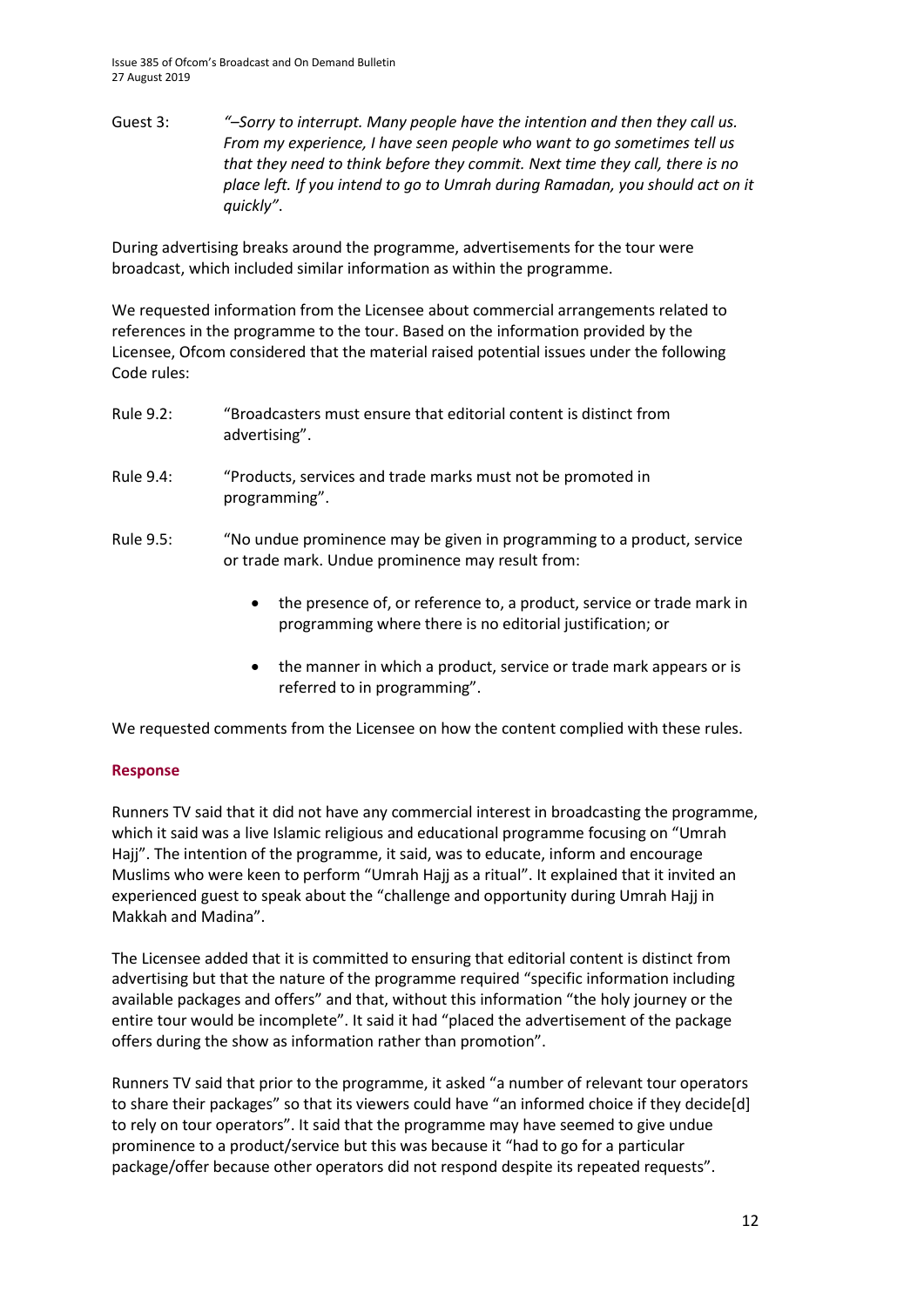Guest 3: *"–Sorry to interrupt. Many people have the intention and then they call us. From my experience, I have seen people who want to go sometimes tell us that they need to think before they commit. Next time they call, there is no place left. If you intend to go to Umrah during Ramadan, you should act on it quickly"*.

During advertising breaks around the programme, advertisements for the tour were broadcast, which included similar information as within the programme.

We requested information from the Licensee about commercial arrangements related to references in the programme to the tour. Based on the information provided by the Licensee, Ofcom considered that the material raised potential issues under the following Code rules:

Rule 9.2: "Broadcasters must ensure that editorial content is distinct from advertising".

Rule 9.4: "Products, services and trade marks must not be promoted in programming".

Rule 9.5: "No undue prominence may be given in programming to a product, service or trade mark. Undue prominence may result from:

- the presence of, or reference to, a product, service or trade mark in programming where there is no editorial justification; or
- the manner in which a product, service or trade mark appears or is referred to in programming".

We requested comments from the Licensee on how the content complied with these rules.

## Response

Runners TV said that it did not have any commercial interest in broadcasting the programme, which it said was a live Islamic religious and educational programme focusing on "Umrah Hajj". The intention of the programme, it said, was to educate, inform and encourage Muslims who were keen to perform "Umrah Hajj as a ritual". It explained that it invited an experienced guest to speak about the "challenge and opportunity during Umrah Hajj in Makkah and Madina".

The Licensee added that it is committed to ensuring that editorial content is distinct from advertising but that the nature of the programme required "specific information including available packages and offers" and that, without this information "the holy journey or the entire tour would be incomplete". It said it had "placed the advertisement of the package offers during the show as information rather than promotion".

Runners TV said that prior to the programme, it asked "a number of relevant tour operators to share their packages" so that its viewers could have "an informed choice if they decide[d] to rely on tour operators". It said that the programme may have seemed to give undue prominence to a product/service but this was because it "had to go for a particular package/offer because other operators did not respond despite its repeated requests".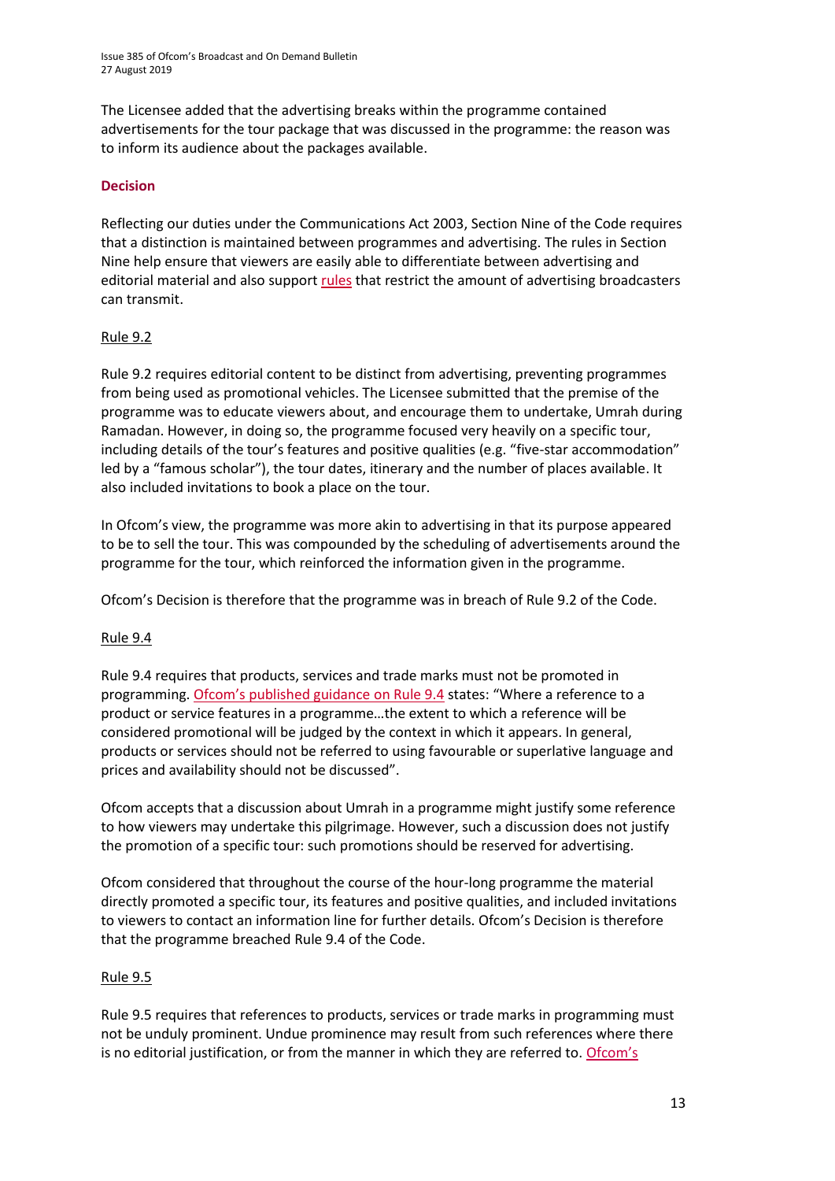The Licensee added that the advertising breaks within the programme contained advertisements for the tour package that was discussed in the programme: the reason was to inform its audience about the packages available.

### Decision

Reflecting our duties under the Communications Act 2003, Section Nine of the Code requires that a distinction is maintained between programmes and advertising. The rules in Section Nine help ensure that viewers are easily able to differentiate between advertising and editorial material and also support rules that restrict the amount of advertising broadcasters can transmit.

#### Rule 9.2

Rule 9.2 requires editorial content to be distinct from advertising, preventing programmes from being used as promotional vehicles. The Licensee submitted that the premise of the programme was to educate viewers about, and encourage them to undertake, Umrah during Ramadan. However, in doing so, the programme focused very heavily on a specific tour, including details of the tour's features and positive qualities (e.g. "five-star accommodation" led by a "famous scholar"), the tour dates, itinerary and the number of places available. It also included invitations to book a place on the tour.

In Ofcom's view, the programme was more akin to advertising in that its purpose appeared to be to sell the tour. This was compounded by the scheduling of advertisements around the programme for the tour, which reinforced the information given in the programme.

Ofcom's Decision is therefore that the programme was in breach of Rule 9.2 of the Code.

#### Rule 9.4

Rule 9.4 requires that products, services and trade marks must not be promoted in programming. Ofcom's published guidance on Rule 9.4 states: "Where a reference to a product or service features in a programme…the extent to which a reference will be considered promotional will be judged by the context in which it appears. In general, products or services should not be referred to using favourable or superlative language and prices and availability should not be discussed".

Ofcom accepts that a discussion about Umrah in a programme might justify some reference to how viewers may undertake this pilgrimage. However, such a discussion does not justify the promotion of a specific tour: such promotions should be reserved for advertising.

Ofcom considered that throughout the course of the hour-long programme the material directly promoted a specific tour, its features and positive qualities, and included invitations to viewers to contact an information line for further details. Ofcom's Decision is therefore that the programme breached Rule 9.4 of the Code.

#### Rule 9.5

Rule 9.5 requires that references to products, services or trade marks in programming must not be unduly prominent. Undue prominence may result from such references where there is no editorial justification, or from the manner in which they are referred to. Ofcom's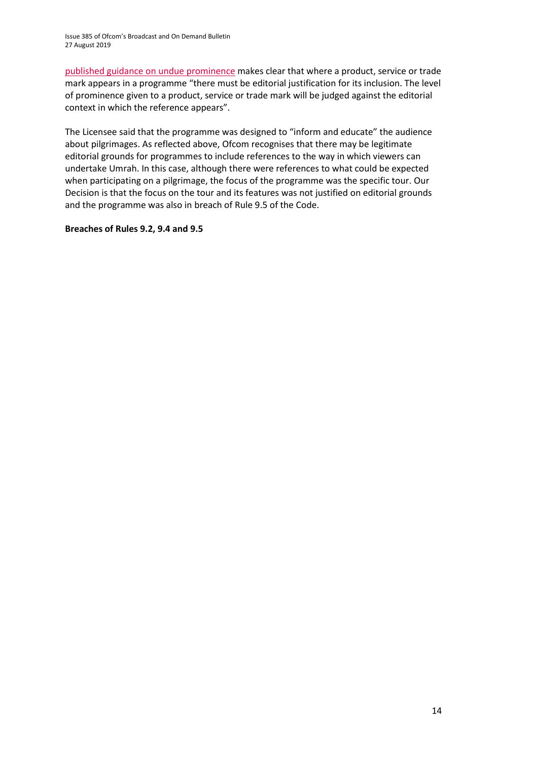published guidance on undue prominence makes clear that where a product, service or trade mark appears in a programme "there must be editorial justification for its inclusion. The level of prominence given to a product, service or trade mark will be judged against the editorial context in which the reference appears".

The Licensee said that the programme was designed to "inform and educate" the audience about pilgrimages. As reflected above, Ofcom recognises that there may be legitimate editorial grounds for programmes to include references to the way in which viewers can undertake Umrah. In this case, although there were references to what could be expected when participating on a pilgrimage, the focus of the programme was the specific tour. Our Decision is that the focus on the tour and its features was not justified on editorial grounds and the programme was also in breach of Rule 9.5 of the Code.

**Breaches of Rules 9.2, 9.4 and 9.5**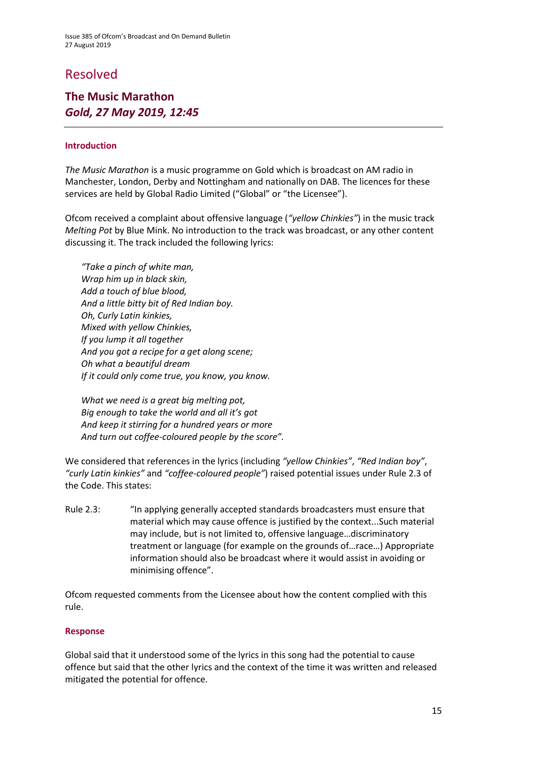# Resolved

## The Music Marathon
## *Gold, 27 May 2019, 12:45*

---

### Introduction

*The Music Marathon* is a music programme on Gold which is broadcast on AM radio in Manchester, London, Derby and Nottingham and nationally on DAB. The licences for these services are held by Global Radio Limited ("Global" or "the Licensee").

Ofcom received a complaint about offensive language (*"yellow Chinkies"*) in the music track *Melting Pot* by Blue Mink. No introduction to the track was broadcast, or any other content discussing it. The track included the following lyrics:

> *"Take a pinch of white man,*
> *Wrap him up in black skin,*
> *Add a touch of blue blood,*
> *And a little bitty bit of Red Indian boy.*
> *Oh, Curly Latin kinkies,*
> *Mixed with yellow Chinkies,*
> *If you lump it all together*
> *And you got a recipe for a get along scene;*
> *Oh what a beautiful dream*
> *If it could only come true, you know, you know.*
>
> *What we need is a great big melting pot,*
> *Big enough to take the world and all it's got*
> *And keep it stirring for a hundred years or more*
> *And turn out coffee-coloured people by the score"*.

We considered that references in the lyrics (including *"yellow Chinkies"*, *"Red Indian boy"*, *"curly Latin kinkies"* and *"coffee-coloured people"*) raised potential issues under Rule 2.3 of the Code. This states:

Rule 2.3: "In applying generally accepted standards broadcasters must ensure that material which may cause offence is justified by the context...Such material may include, but is not limited to, offensive language…discriminatory treatment or language (for example on the grounds of…race…) Appropriate information should also be broadcast where it would assist in avoiding or minimising offence".

Ofcom requested comments from the Licensee about how the content complied with this rule.

### Response

Global said that it understood some of the lyrics in this song had the potential to cause offence but said that the other lyrics and the context of the time it was written and released mitigated the potential for offence.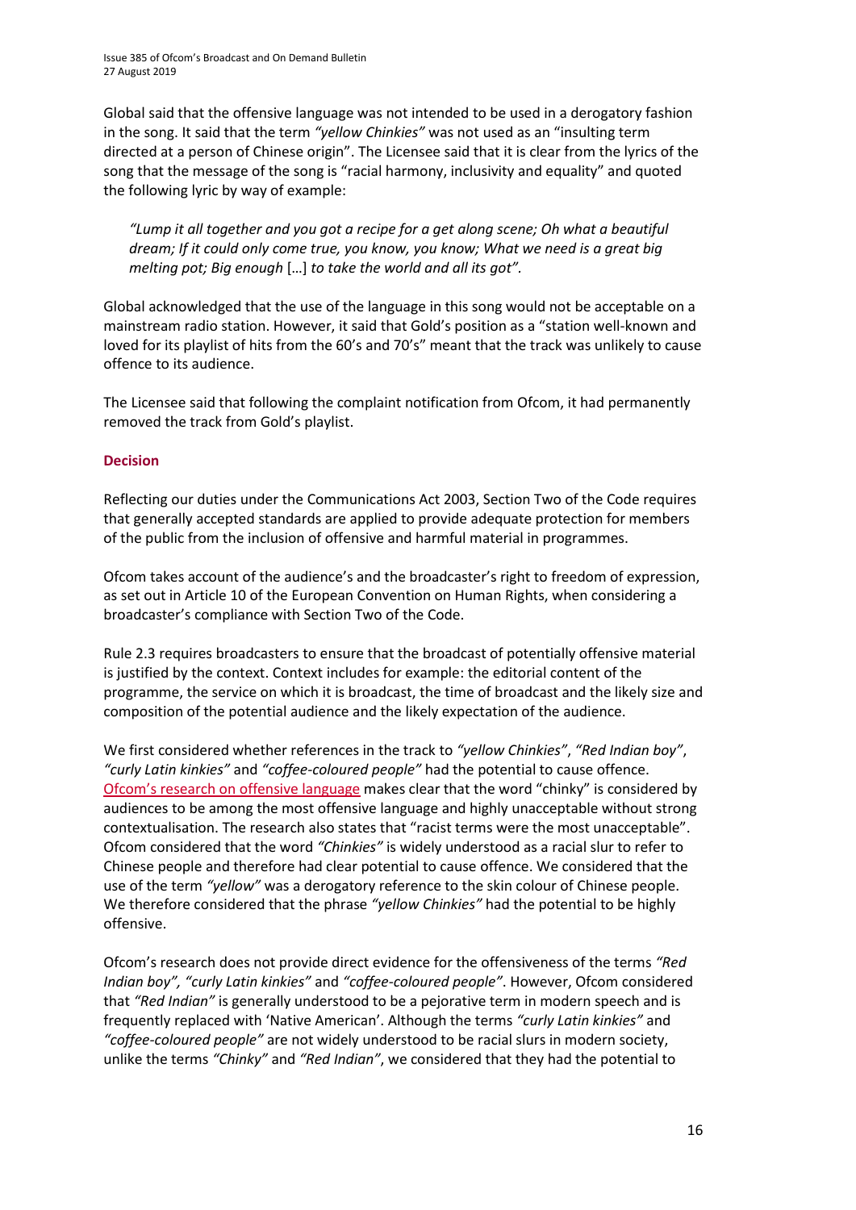Global said that the offensive language was not intended to be used in a derogatory fashion in the song. It said that the term *"yellow Chinkies"* was not used as an "insulting term directed at a person of Chinese origin". The Licensee said that it is clear from the lyrics of the song that the message of the song is "racial harmony, inclusivity and equality" and quoted the following lyric by way of example:

> *"Lump it all together and you got a recipe for a get along scene; Oh what a beautiful dream; If it could only come true, you know, you know; What we need is a great big melting pot; Big enough* […] *to take the world and all its got".*

Global acknowledged that the use of the language in this song would not be acceptable on a mainstream radio station. However, it said that Gold's position as a "station well-known and loved for its playlist of hits from the 60's and 70's" meant that the track was unlikely to cause offence to its audience.

The Licensee said that following the complaint notification from Ofcom, it had permanently removed the track from Gold's playlist.

### Decision

Reflecting our duties under the Communications Act 2003, Section Two of the Code requires that generally accepted standards are applied to provide adequate protection for members of the public from the inclusion of offensive and harmful material in programmes.

Ofcom takes account of the audience's and the broadcaster's right to freedom of expression, as set out in Article 10 of the European Convention on Human Rights, when considering a broadcaster's compliance with Section Two of the Code.

Rule 2.3 requires broadcasters to ensure that the broadcast of potentially offensive material is justified by the context. Context includes for example: the editorial content of the programme, the service on which it is broadcast, the time of broadcast and the likely size and composition of the potential audience and the likely expectation of the audience.

We first considered whether references in the track to *"yellow Chinkies"*, *"Red Indian boy"*, *"curly Latin kinkies"* and *"coffee-coloured people"* had the potential to cause offence. Ofcom's research on offensive language makes clear that the word "chinky" is considered by audiences to be among the most offensive language and highly unacceptable without strong contextualisation. The research also states that "racist terms were the most unacceptable". Ofcom considered that the word *"Chinkies"* is widely understood as a racial slur to refer to Chinese people and therefore had clear potential to cause offence. We considered that the use of the term *"yellow"* was a derogatory reference to the skin colour of Chinese people. We therefore considered that the phrase *"yellow Chinkies"* had the potential to be highly offensive.

Ofcom's research does not provide direct evidence for the offensiveness of the terms *"Red Indian boy", "curly Latin kinkies"* and *"coffee-coloured people"*. However, Ofcom considered that *"Red Indian"* is generally understood to be a pejorative term in modern speech and is frequently replaced with 'Native American'. Although the terms *"curly Latin kinkies"* and *"coffee-coloured people"* are not widely understood to be racial slurs in modern society, unlike the terms *"Chinky"* and *"Red Indian"*, we considered that they had the potential to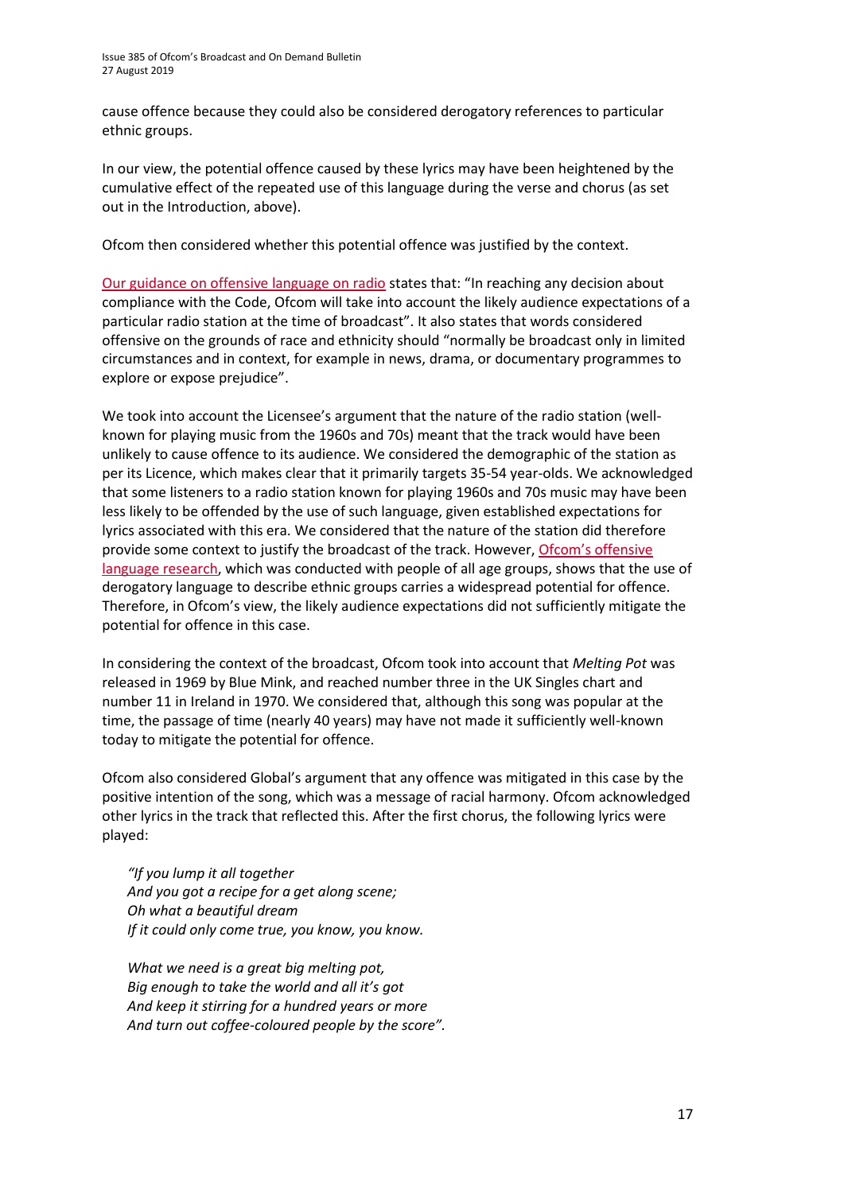cause offence because they could also be considered derogatory references to particular ethnic groups.

In our view, the potential offence caused by these lyrics may have been heightened by the cumulative effect of the repeated use of this language during the verse and chorus (as set out in the Introduction, above).

Ofcom then considered whether this potential offence was justified by the context.

Our guidance on offensive language on radio states that: "In reaching any decision about compliance with the Code, Ofcom will take into account the likely audience expectations of a particular radio station at the time of broadcast". It also states that words considered offensive on the grounds of race and ethnicity should "normally be broadcast only in limited circumstances and in context, for example in news, drama, or documentary programmes to explore or expose prejudice".

We took into account the Licensee's argument that the nature of the radio station (well-known for playing music from the 1960s and 70s) meant that the track would have been unlikely to cause offence to its audience. We considered the demographic of the station as per its Licence, which makes clear that it primarily targets 35-54 year-olds. We acknowledged that some listeners to a radio station known for playing 1960s and 70s music may have been less likely to be offended by the use of such language, given established expectations for lyrics associated with this era. We considered that the nature of the station did therefore provide some context to justify the broadcast of the track. However, Ofcom's offensive language research, which was conducted with people of all age groups, shows that the use of derogatory language to describe ethnic groups carries a widespread potential for offence. Therefore, in Ofcom's view, the likely audience expectations did not sufficiently mitigate the potential for offence in this case.

In considering the context of the broadcast, Ofcom took into account that *Melting Pot* was released in 1969 by Blue Mink, and reached number three in the UK Singles chart and number 11 in Ireland in 1970. We considered that, although this song was popular at the time, the passage of time (nearly 40 years) may have not made it sufficiently well-known today to mitigate the potential for offence.

Ofcom also considered Global's argument that any offence was mitigated in this case by the positive intention of the song, which was a message of racial harmony. Ofcom acknowledged other lyrics in the track that reflected this. After the first chorus, the following lyrics were played:

> *"If you lump it all together*
> *And you got a recipe for a get along scene;*
> *Oh what a beautiful dream*
> *If it could only come true, you know, you know.*
>
> *What we need is a great big melting pot,*
> *Big enough to take the world and all it's got*
> *And keep it stirring for a hundred years or more*
> *And turn out coffee-coloured people by the score".*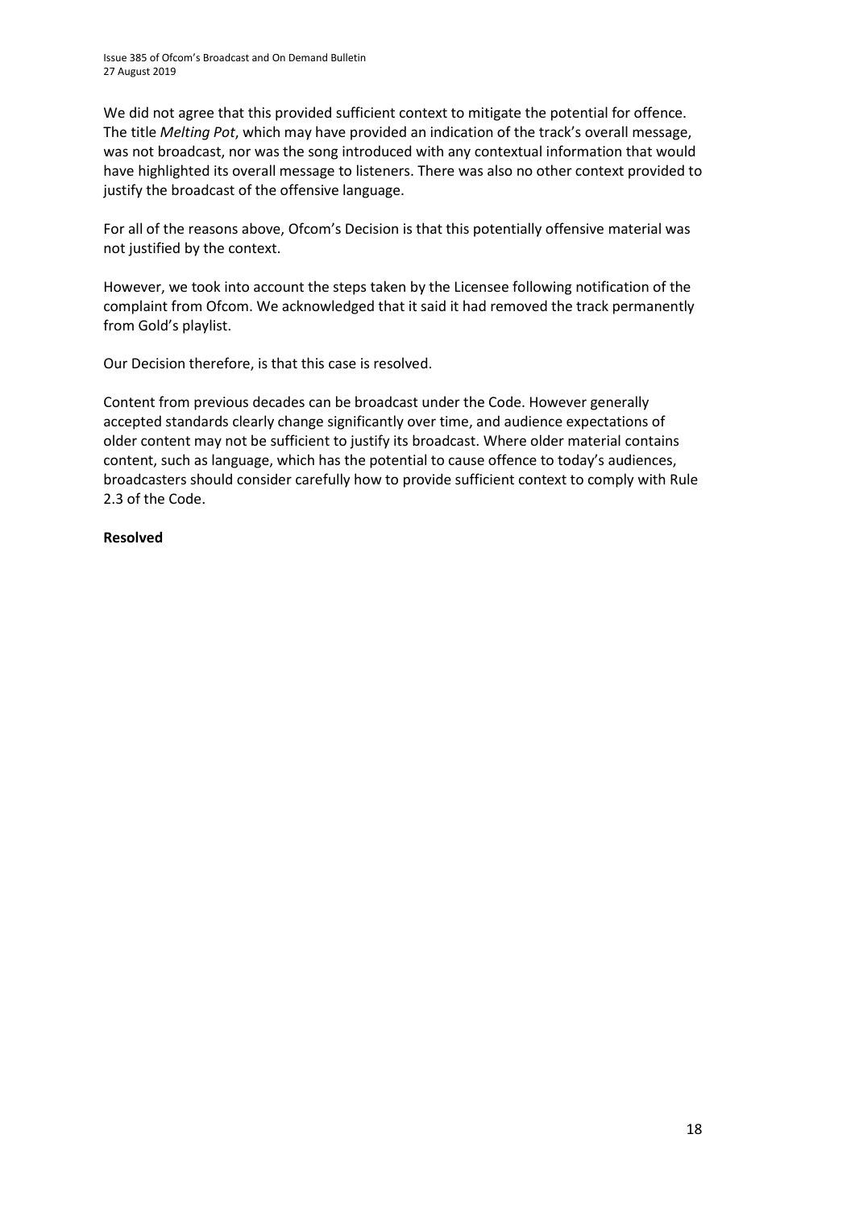We did not agree that this provided sufficient context to mitigate the potential for offence. The title *Melting Pot*, which may have provided an indication of the track's overall message, was not broadcast, nor was the song introduced with any contextual information that would have highlighted its overall message to listeners. There was also no other context provided to justify the broadcast of the offensive language.

For all of the reasons above, Ofcom's Decision is that this potentially offensive material was not justified by the context.

However, we took into account the steps taken by the Licensee following notification of the complaint from Ofcom. We acknowledged that it said it had removed the track permanently from Gold's playlist.

Our Decision therefore, is that this case is resolved.

Content from previous decades can be broadcast under the Code. However generally accepted standards clearly change significantly over time, and audience expectations of older content may not be sufficient to justify its broadcast. Where older material contains content, such as language, which has the potential to cause offence to today's audiences, broadcasters should consider carefully how to provide sufficient context to comply with Rule 2.3 of the Code.

**Resolved**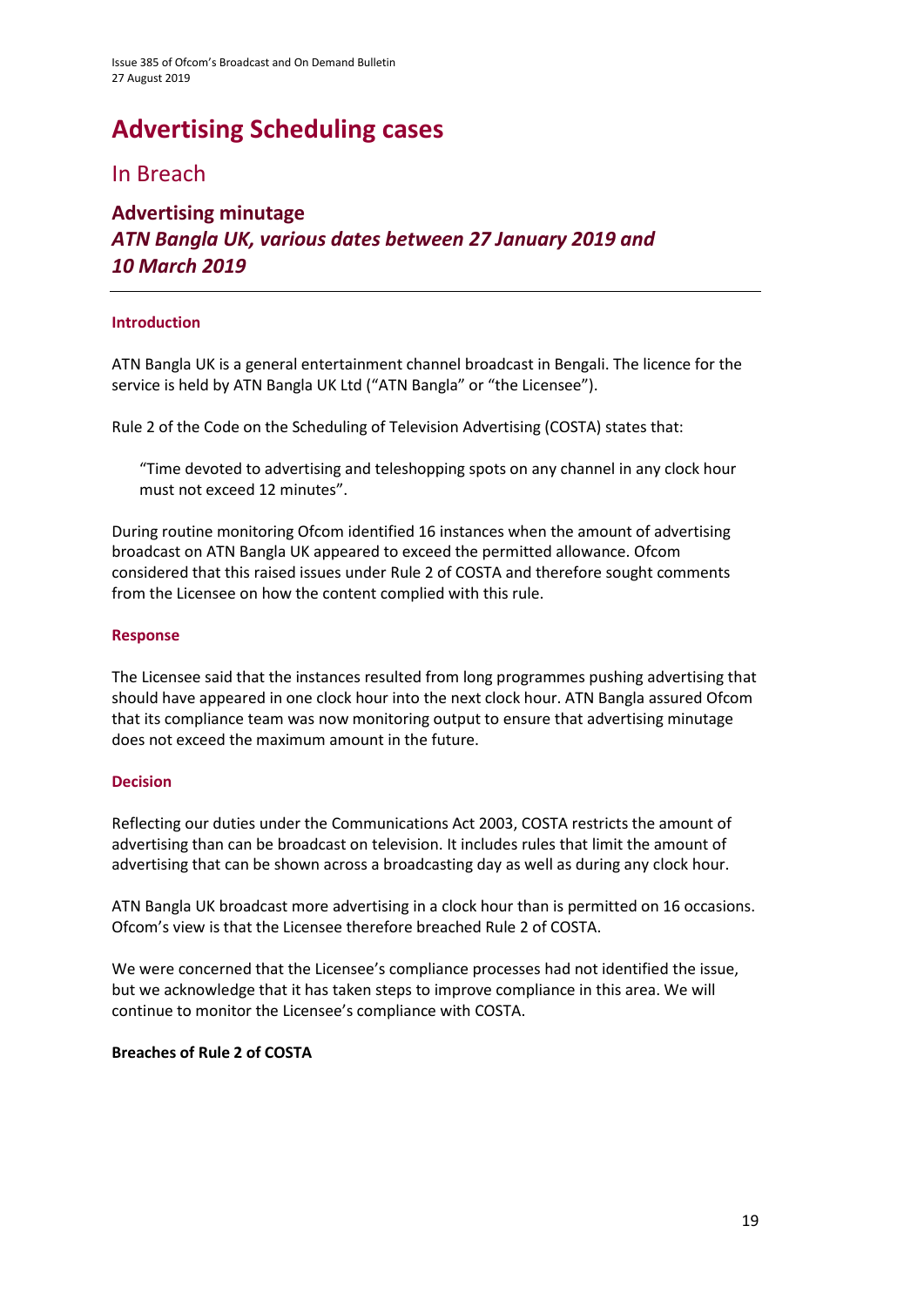# Advertising Scheduling cases

## In Breach

### Advertising minutage

### *ATN Bangla UK, various dates between 27 January 2019 and 10 March 2019*

---

#### Introduction

ATN Bangla UK is a general entertainment channel broadcast in Bengali. The licence for the service is held by ATN Bangla UK Ltd ("ATN Bangla" or "the Licensee").

Rule 2 of the Code on the Scheduling of Television Advertising (COSTA) states that:

> "Time devoted to advertising and teleshopping spots on any channel in any clock hour must not exceed 12 minutes".

During routine monitoring Ofcom identified 16 instances when the amount of advertising broadcast on ATN Bangla UK appeared to exceed the permitted allowance. Ofcom considered that this raised issues under Rule 2 of COSTA and therefore sought comments from the Licensee on how the content complied with this rule.

#### Response

The Licensee said that the instances resulted from long programmes pushing advertising that should have appeared in one clock hour into the next clock hour. ATN Bangla assured Ofcom that its compliance team was now monitoring output to ensure that advertising minutage does not exceed the maximum amount in the future.

#### Decision

Reflecting our duties under the Communications Act 2003, COSTA restricts the amount of advertising than can be broadcast on television. It includes rules that limit the amount of advertising that can be shown across a broadcasting day as well as during any clock hour.

ATN Bangla UK broadcast more advertising in a clock hour than is permitted on 16 occasions. Ofcom's view is that the Licensee therefore breached Rule 2 of COSTA.

We were concerned that the Licensee's compliance processes had not identified the issue, but we acknowledge that it has taken steps to improve compliance in this area. We will continue to monitor the Licensee's compliance with COSTA.

**Breaches of Rule 2 of COSTA**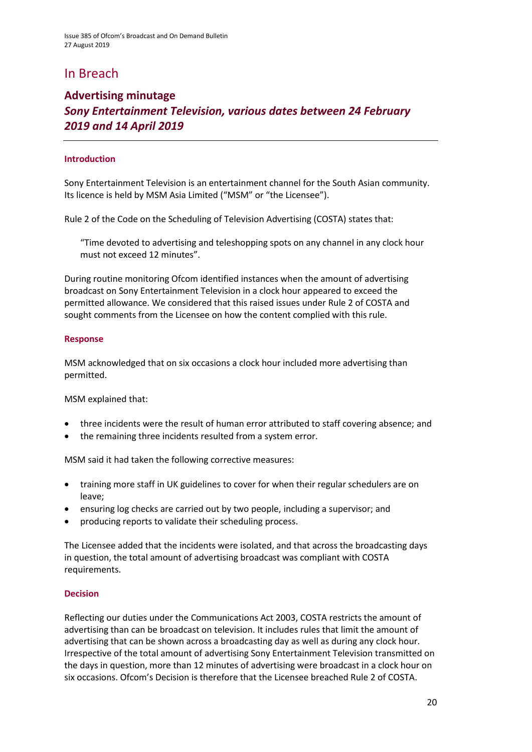## In Breach

### Advertising minutage
### *Sony Entertainment Television, various dates between 24 February 2019 and 14 April 2019*

---

#### Introduction

Sony Entertainment Television is an entertainment channel for the South Asian community. Its licence is held by MSM Asia Limited ("MSM" or "the Licensee").

Rule 2 of the Code on the Scheduling of Television Advertising (COSTA) states that:

> "Time devoted to advertising and teleshopping spots on any channel in any clock hour must not exceed 12 minutes".

During routine monitoring Ofcom identified instances when the amount of advertising broadcast on Sony Entertainment Television in a clock hour appeared to exceed the permitted allowance. We considered that this raised issues under Rule 2 of COSTA and sought comments from the Licensee on how the content complied with this rule.

#### Response

MSM acknowledged that on six occasions a clock hour included more advertising than permitted.

MSM explained that:

- three incidents were the result of human error attributed to staff covering absence; and
- the remaining three incidents resulted from a system error.

MSM said it had taken the following corrective measures:

- training more staff in UK guidelines to cover for when their regular schedulers are on leave;
- ensuring log checks are carried out by two people, including a supervisor; and
- producing reports to validate their scheduling process.

The Licensee added that the incidents were isolated, and that across the broadcasting days in question, the total amount of advertising broadcast was compliant with COSTA requirements.

#### Decision

Reflecting our duties under the Communications Act 2003, COSTA restricts the amount of advertising than can be broadcast on television. It includes rules that limit the amount of advertising that can be shown across a broadcasting day as well as during any clock hour. Irrespective of the total amount of advertising Sony Entertainment Television transmitted on the days in question, more than 12 minutes of advertising were broadcast in a clock hour on six occasions. Ofcom's Decision is therefore that the Licensee breached Rule 2 of COSTA.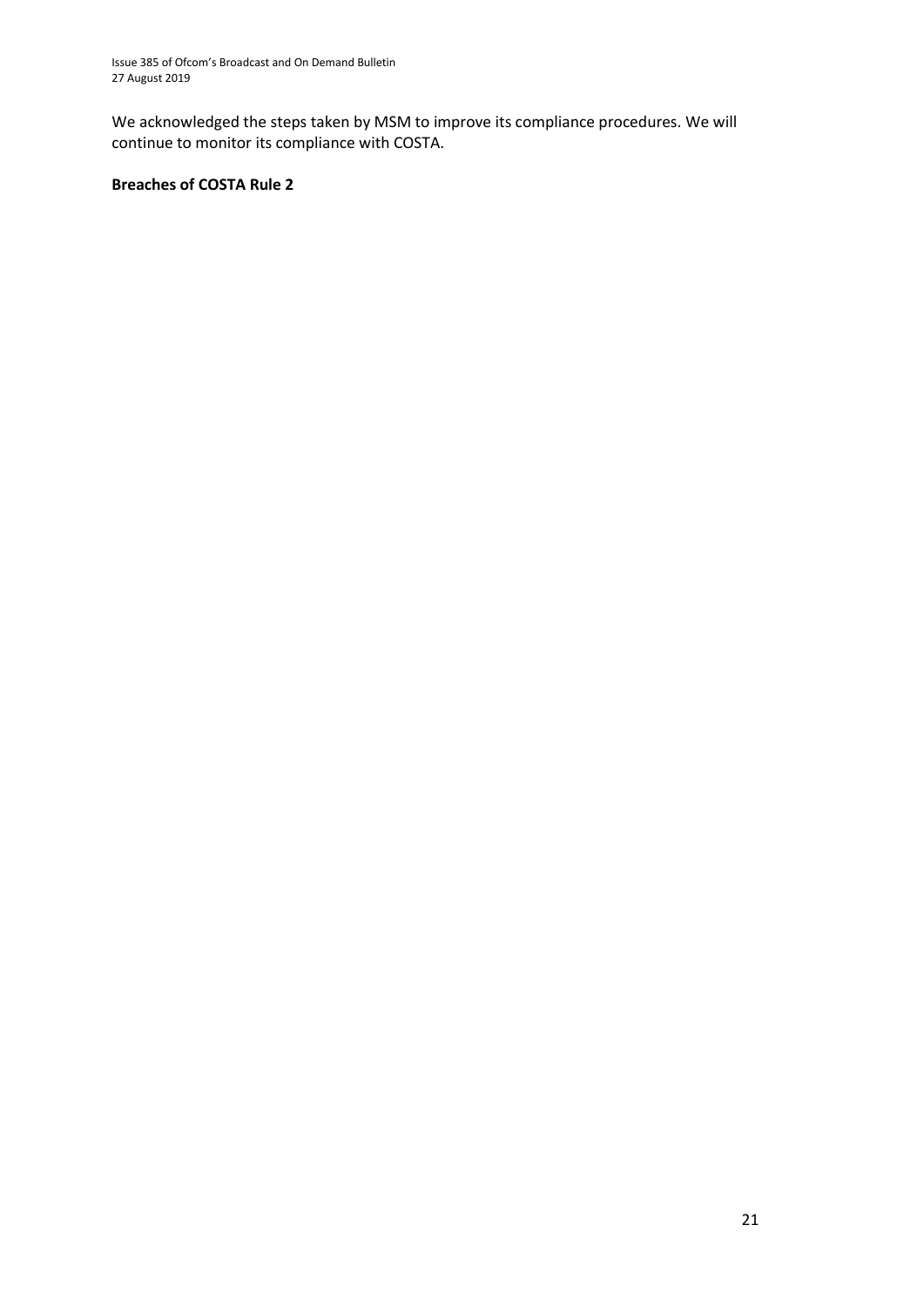We acknowledged the steps taken by MSM to improve its compliance procedures. We will continue to monitor its compliance with COSTA.

**Breaches of COSTA Rule 2**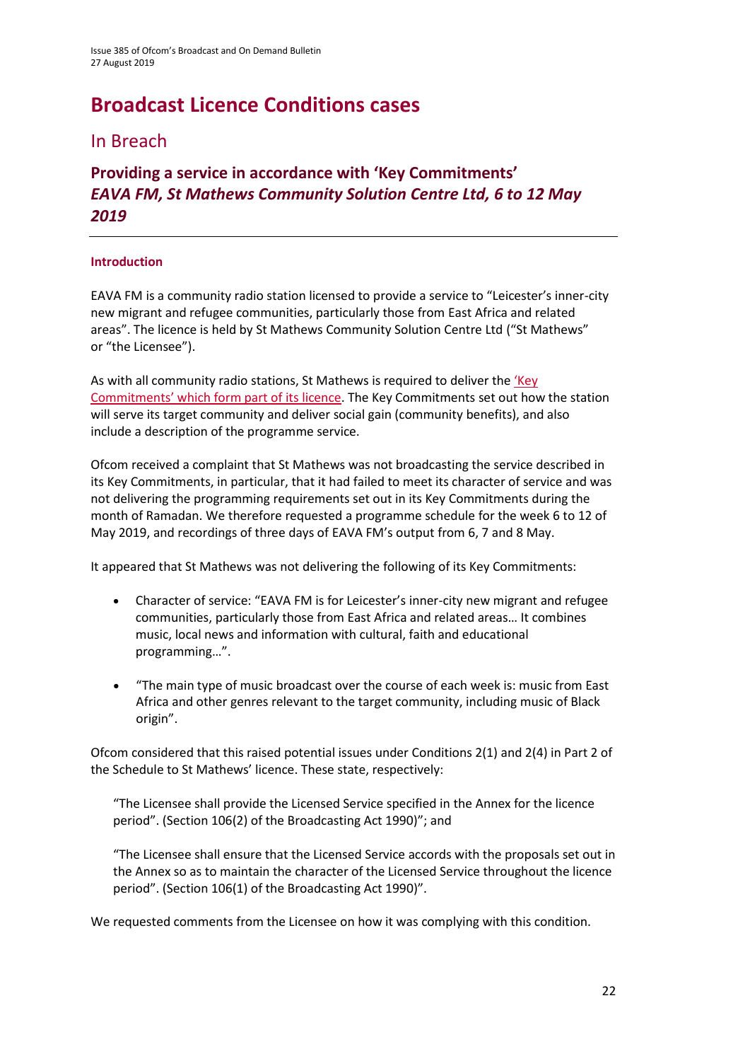# Broadcast Licence Conditions cases

## In Breach

### Providing a service in accordance with 'Key Commitments' *EAVA FM, St Mathews Community Solution Centre Ltd, 6 to 12 May 2019*

#### Introduction

EAVA FM is a community radio station licensed to provide a service to "Leicester's inner-city new migrant and refugee communities, particularly those from East Africa and related areas". The licence is held by St Mathews Community Solution Centre Ltd ("St Mathews" or "the Licensee").

As with all community radio stations, St Mathews is required to deliver the 'Key Commitments' which form part of its licence. The Key Commitments set out how the station will serve its target community and deliver social gain (community benefits), and also include a description of the programme service.

Ofcom received a complaint that St Mathews was not broadcasting the service described in its Key Commitments, in particular, that it had failed to meet its character of service and was not delivering the programming requirements set out in its Key Commitments during the month of Ramadan. We therefore requested a programme schedule for the week 6 to 12 of May 2019, and recordings of three days of EAVA FM's output from 6, 7 and 8 May.

It appeared that St Mathews was not delivering the following of its Key Commitments:

- Character of service: "EAVA FM is for Leicester's inner-city new migrant and refugee communities, particularly those from East Africa and related areas… It combines music, local news and information with cultural, faith and educational programming…".
- "The main type of music broadcast over the course of each week is: music from East Africa and other genres relevant to the target community, including music of Black origin".

Ofcom considered that this raised potential issues under Conditions 2(1) and 2(4) in Part 2 of the Schedule to St Mathews' licence. These state, respectively:

> "The Licensee shall provide the Licensed Service specified in the Annex for the licence period". (Section 106(2) of the Broadcasting Act 1990)"; and
>
> "The Licensee shall ensure that the Licensed Service accords with the proposals set out in the Annex so as to maintain the character of the Licensed Service throughout the licence period". (Section 106(1) of the Broadcasting Act 1990)".

We requested comments from the Licensee on how it was complying with this condition.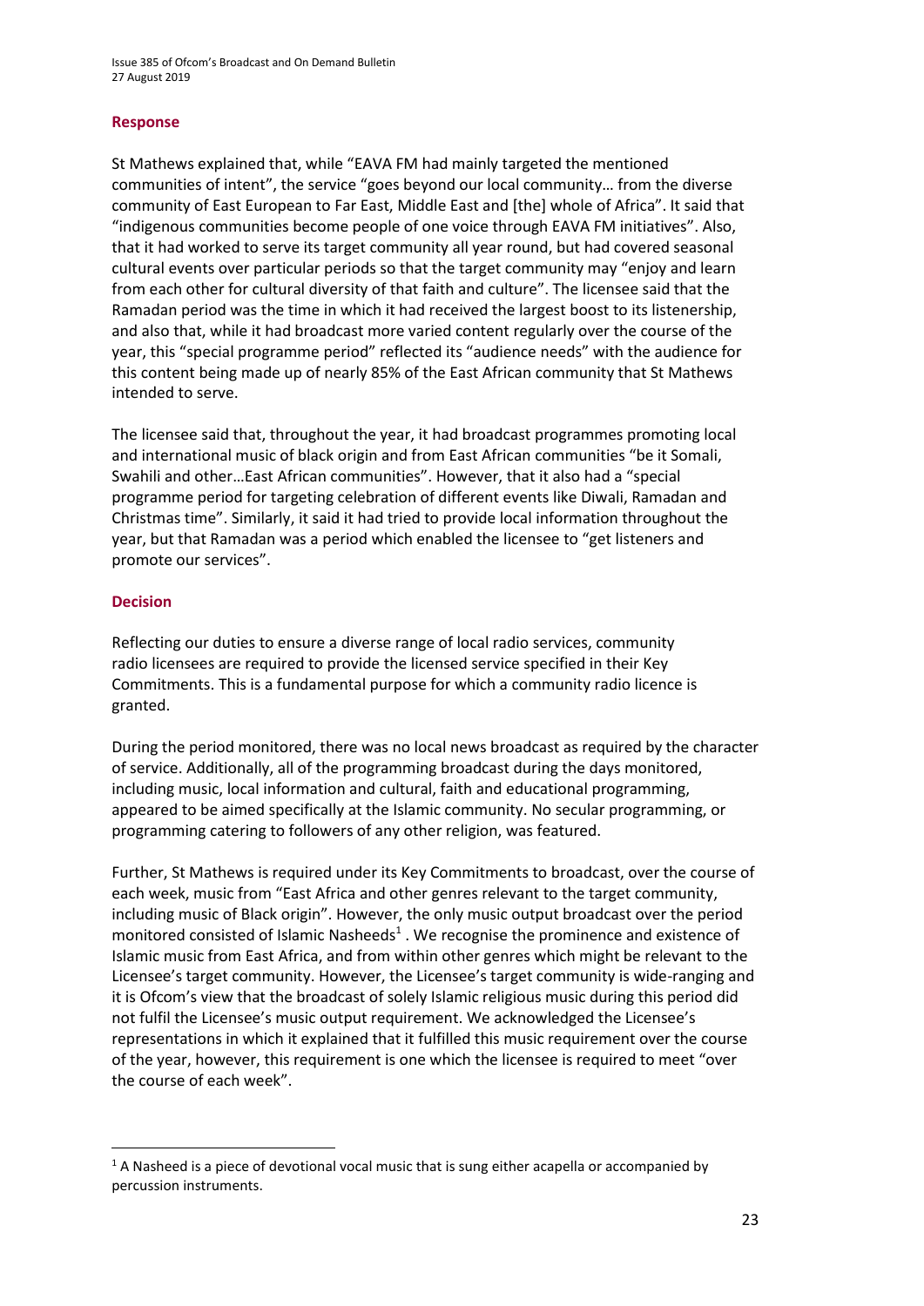## Response

St Mathews explained that, while "EAVA FM had mainly targeted the mentioned communities of intent", the service "goes beyond our local community… from the diverse community of East European to Far East, Middle East and [the] whole of Africa". It said that "indigenous communities become people of one voice through EAVA FM initiatives". Also, that it had worked to serve its target community all year round, but had covered seasonal cultural events over particular periods so that the target community may "enjoy and learn from each other for cultural diversity of that faith and culture". The licensee said that the Ramadan period was the time in which it had received the largest boost to its listenership, and also that, while it had broadcast more varied content regularly over the course of the year, this "special programme period" reflected its "audience needs" with the audience for this content being made up of nearly 85% of the East African community that St Mathews intended to serve.

The licensee said that, throughout the year, it had broadcast programmes promoting local and international music of black origin and from East African communities "be it Somali, Swahili and other…East African communities". However, that it also had a "special programme period for targeting celebration of different events like Diwali, Ramadan and Christmas time". Similarly, it said it had tried to provide local information throughout the year, but that Ramadan was a period which enabled the licensee to "get listeners and promote our services".

## Decision

Reflecting our duties to ensure a diverse range of local radio services, community radio licensees are required to provide the licensed service specified in their Key Commitments. This is a fundamental purpose for which a community radio licence is granted.

During the period monitored, there was no local news broadcast as required by the character of service. Additionally, all of the programming broadcast during the days monitored, including music, local information and cultural, faith and educational programming, appeared to be aimed specifically at the Islamic community. No secular programming, or programming catering to followers of any other religion, was featured.

Further, St Mathews is required under its Key Commitments to broadcast, over the course of each week, music from "East Africa and other genres relevant to the target community, including music of Black origin". However, the only music output broadcast over the period monitored consisted of Islamic Nasheeds[1] . We recognise the prominence and existence of Islamic music from East Africa, and from within other genres which might be relevant to the Licensee's target community. However, the Licensee's target community is wide-ranging and it is Ofcom's view that the broadcast of solely Islamic religious music during this period did not fulfil the Licensee's music output requirement. We acknowledged the Licensee's representations in which it explained that it fulfilled this music requirement over the course of the year, however, this requirement is one which the licensee is required to meet "over the course of each week".

[1] A Nasheed is a piece of devotional vocal music that is sung either acapella or accompanied by percussion instruments.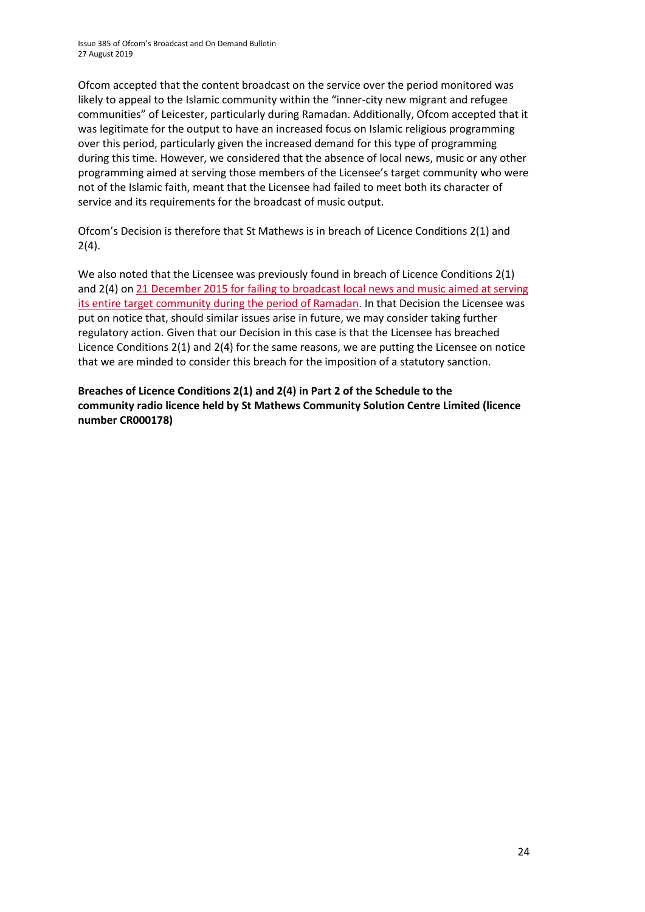Ofcom accepted that the content broadcast on the service over the period monitored was likely to appeal to the Islamic community within the "inner-city new migrant and refugee communities" of Leicester, particularly during Ramadan. Additionally, Ofcom accepted that it was legitimate for the output to have an increased focus on Islamic religious programming over this period, particularly given the increased demand for this type of programming during this time. However, we considered that the absence of local news, music or any other programming aimed at serving those members of the Licensee's target community who were not of the Islamic faith, meant that the Licensee had failed to meet both its character of service and its requirements for the broadcast of music output.

Ofcom's Decision is therefore that St Mathews is in breach of Licence Conditions 2(1) and 2(4).

We also noted that the Licensee was previously found in breach of Licence Conditions 2(1) and 2(4) on 21 December 2015 for failing to broadcast local news and music aimed at serving its entire target community during the period of Ramadan. In that Decision the Licensee was put on notice that, should similar issues arise in future, we may consider taking further regulatory action. Given that our Decision in this case is that the Licensee has breached Licence Conditions 2(1) and 2(4) for the same reasons, we are putting the Licensee on notice that we are minded to consider this breach for the imposition of a statutory sanction.

**Breaches of Licence Conditions 2(1) and 2(4) in Part 2 of the Schedule to the community radio licence held by St Mathews Community Solution Centre Limited (licence number CR000178)**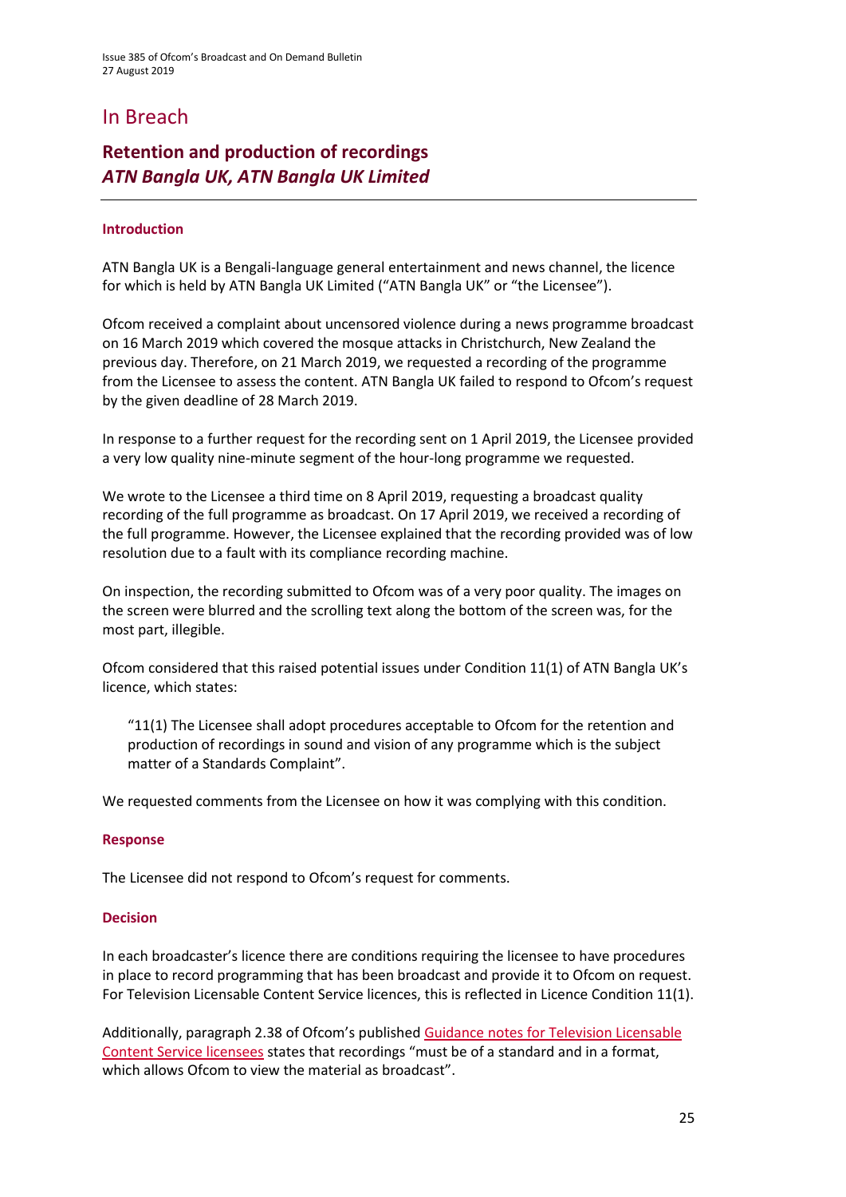# In Breach

## Retention and production of recordings *ATN Bangla UK, ATN Bangla UK Limited*

### Introduction

ATN Bangla UK is a Bengali-language general entertainment and news channel, the licence for which is held by ATN Bangla UK Limited ("ATN Bangla UK" or "the Licensee").

Ofcom received a complaint about uncensored violence during a news programme broadcast on 16 March 2019 which covered the mosque attacks in Christchurch, New Zealand the previous day. Therefore, on 21 March 2019, we requested a recording of the programme from the Licensee to assess the content. ATN Bangla UK failed to respond to Ofcom's request by the given deadline of 28 March 2019.

In response to a further request for the recording sent on 1 April 2019, the Licensee provided a very low quality nine-minute segment of the hour-long programme we requested.

We wrote to the Licensee a third time on 8 April 2019, requesting a broadcast quality recording of the full programme as broadcast. On 17 April 2019, we received a recording of the full programme. However, the Licensee explained that the recording provided was of low resolution due to a fault with its compliance recording machine.

On inspection, the recording submitted to Ofcom was of a very poor quality. The images on the screen were blurred and the scrolling text along the bottom of the screen was, for the most part, illegible.

Ofcom considered that this raised potential issues under Condition 11(1) of ATN Bangla UK's licence, which states:

> "11(1) The Licensee shall adopt procedures acceptable to Ofcom for the retention and production of recordings in sound and vision of any programme which is the subject matter of a Standards Complaint".

We requested comments from the Licensee on how it was complying with this condition.

### Response

The Licensee did not respond to Ofcom's request for comments.

### Decision

In each broadcaster's licence there are conditions requiring the licensee to have procedures in place to record programming that has been broadcast and provide it to Ofcom on request. For Television Licensable Content Service licences, this is reflected in Licence Condition 11(1).

Additionally, paragraph 2.38 of Ofcom's published Guidance notes for Television Licensable Content Service licensees states that recordings "must be of a standard and in a format, which allows Ofcom to view the material as broadcast".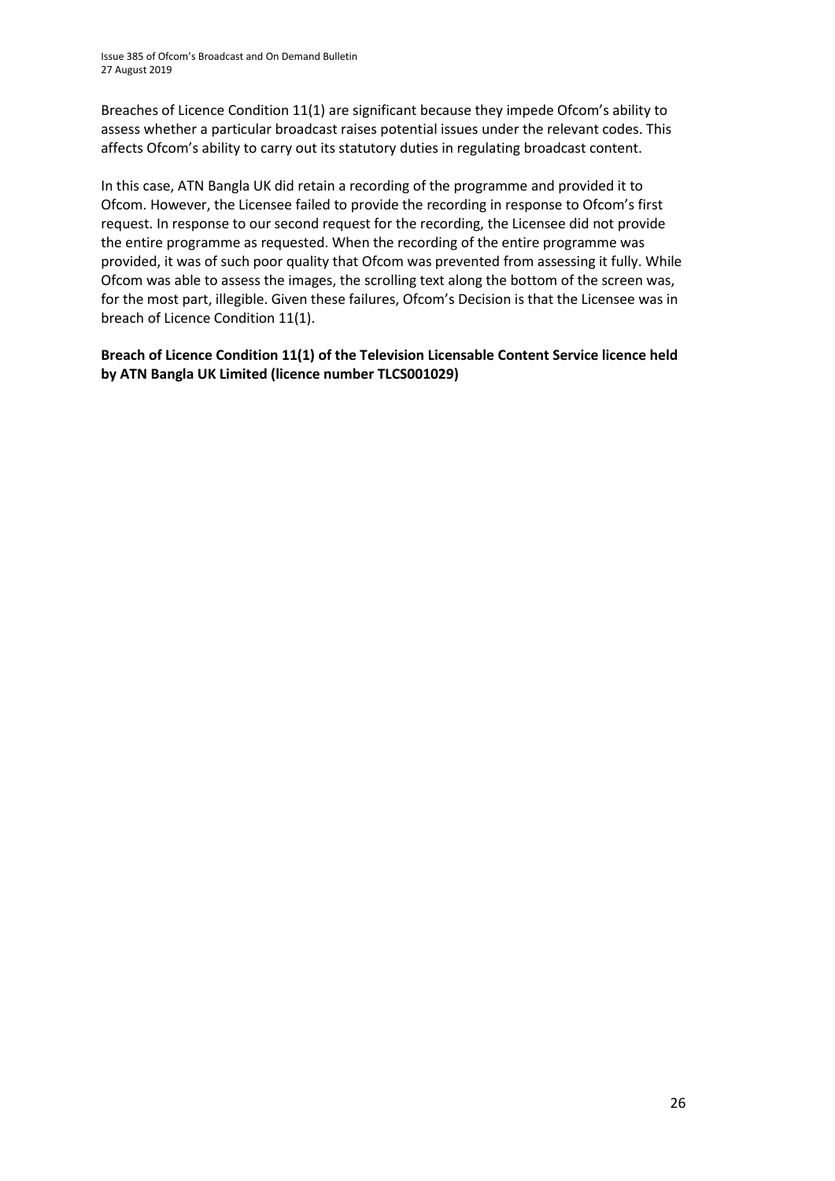Breaches of Licence Condition 11(1) are significant because they impede Ofcom's ability to assess whether a particular broadcast raises potential issues under the relevant codes. This affects Ofcom's ability to carry out its statutory duties in regulating broadcast content.

In this case, ATN Bangla UK did retain a recording of the programme and provided it to Ofcom. However, the Licensee failed to provide the recording in response to Ofcom's first request. In response to our second request for the recording, the Licensee did not provide the entire programme as requested. When the recording of the entire programme was provided, it was of such poor quality that Ofcom was prevented from assessing it fully. While Ofcom was able to assess the images, the scrolling text along the bottom of the screen was, for the most part, illegible. Given these failures, Ofcom's Decision is that the Licensee was in breach of Licence Condition 11(1).

**Breach of Licence Condition 11(1) of the Television Licensable Content Service licence held by ATN Bangla UK Limited (licence number TLCS001029)**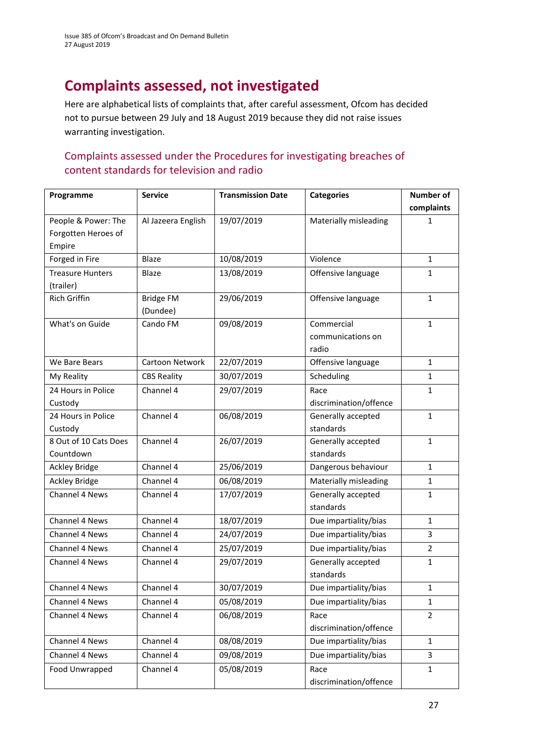# Complaints assessed, not investigated

Here are alphabetical lists of complaints that, after careful assessment, Ofcom has decided not to pursue between 29 July and 18 August 2019 because they did not raise issues warranting investigation.

## Complaints assessed under the Procedures for investigating breaches of content standards for television and radio

| Programme | Service | Transmission Date | Categories | Number of complaints |
|---|---|---|---|---|
| People & Power: The Forgotten Heroes of Empire | Al Jazeera English | 19/07/2019 | Materially misleading | 1 |
| Forged in Fire | Blaze | 10/08/2019 | Violence | 1 |
| Treasure Hunters (trailer) | Blaze | 13/08/2019 | Offensive language | 1 |
| Rich Griffin | Bridge FM (Dundee) | 29/06/2019 | Offensive language | 1 |
| What's on Guide | Cando FM | 09/08/2019 | Commercial communications on radio | 1 |
| We Bare Bears | Cartoon Network | 22/07/2019 | Offensive language | 1 |
| My Reality | CBS Reality | 30/07/2019 | Scheduling | 1 |
| 24 Hours in Police Custody | Channel 4 | 29/07/2019 | Race discrimination/offence | 1 |
| 24 Hours in Police Custody | Channel 4 | 06/08/2019 | Generally accepted standards | 1 |
| 8 Out of 10 Cats Does Countdown | Channel 4 | 26/07/2019 | Generally accepted standards | 1 |
| Ackley Bridge | Channel 4 | 25/06/2019 | Dangerous behaviour | 1 |
| Ackley Bridge | Channel 4 | 06/08/2019 | Materially misleading | 1 |
| Channel 4 News | Channel 4 | 17/07/2019 | Generally accepted standards | 1 |
| Channel 4 News | Channel 4 | 18/07/2019 | Due impartiality/bias | 1 |
| Channel 4 News | Channel 4 | 24/07/2019 | Due impartiality/bias | 3 |
| Channel 4 News | Channel 4 | 25/07/2019 | Due impartiality/bias | 2 |
| Channel 4 News | Channel 4 | 29/07/2019 | Generally accepted standards | 1 |
| Channel 4 News | Channel 4 | 30/07/2019 | Due impartiality/bias | 1 |
| Channel 4 News | Channel 4 | 05/08/2019 | Due impartiality/bias | 1 |
| Channel 4 News | Channel 4 | 06/08/2019 | Race discrimination/offence | 2 |
| Channel 4 News | Channel 4 | 08/08/2019 | Due impartiality/bias | 1 |
| Channel 4 News | Channel 4 | 09/08/2019 | Due impartiality/bias | 3 |
| Food Unwrapped | Channel 4 | 05/08/2019 | Race discrimination/offence | 1 |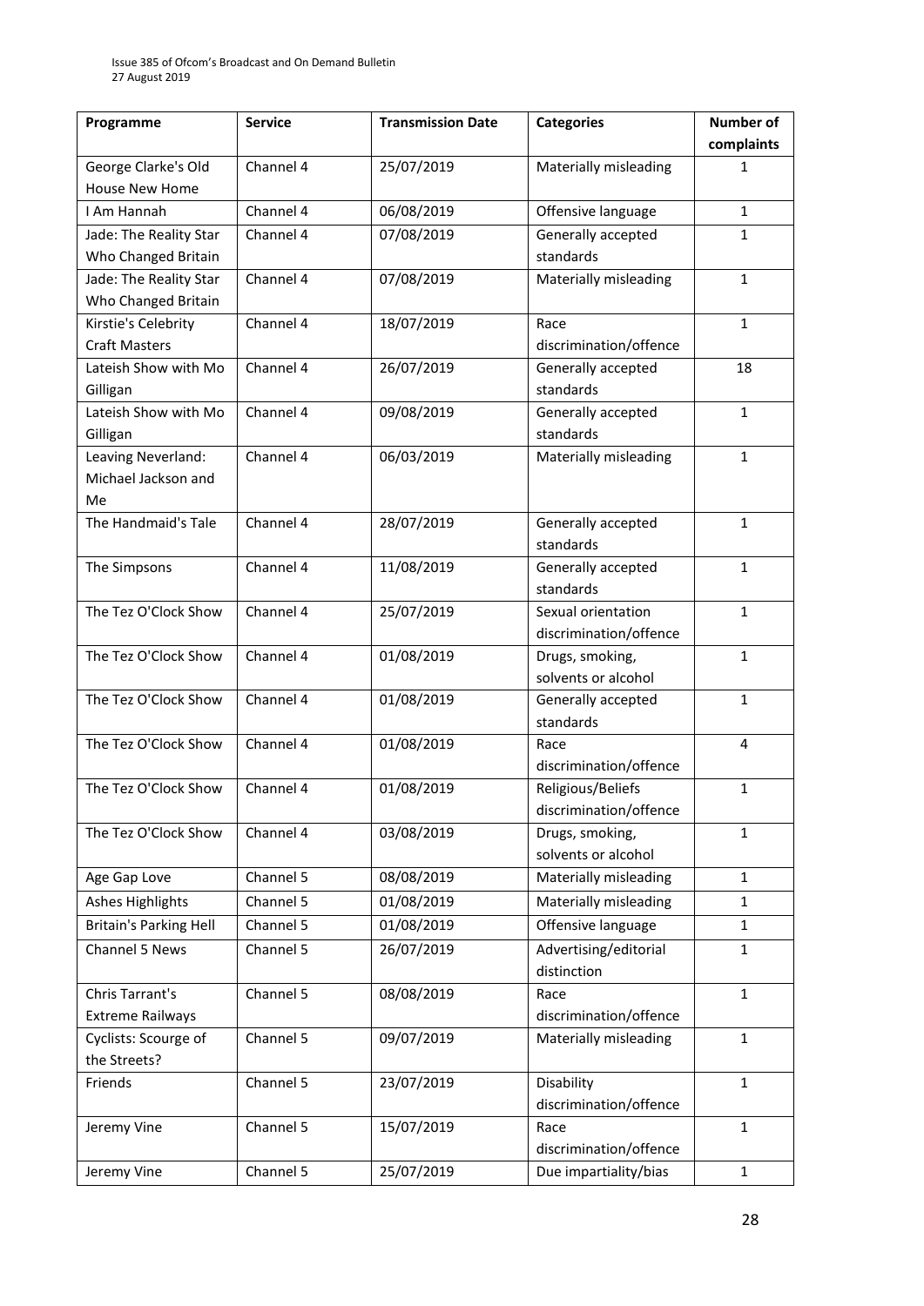| Programme | Service | Transmission Date | Categories | Number of complaints |
|---|---|---|---|---|
| George Clarke's Old House New Home | Channel 4 | 25/07/2019 | Materially misleading | 1 |
| I Am Hannah | Channel 4 | 06/08/2019 | Offensive language | 1 |
| Jade: The Reality Star Who Changed Britain | Channel 4 | 07/08/2019 | Generally accepted standards | 1 |
| Jade: The Reality Star Who Changed Britain | Channel 4 | 07/08/2019 | Materially misleading | 1 |
| Kirstie's Celebrity Craft Masters | Channel 4 | 18/07/2019 | Race discrimination/offence | 1 |
| Lateish Show with Mo Gilligan | Channel 4 | 26/07/2019 | Generally accepted standards | 18 |
| Lateish Show with Mo Gilligan | Channel 4 | 09/08/2019 | Generally accepted standards | 1 |
| Leaving Neverland: Michael Jackson and Me | Channel 4 | 06/03/2019 | Materially misleading | 1 |
| The Handmaid's Tale | Channel 4 | 28/07/2019 | Generally accepted standards | 1 |
| The Simpsons | Channel 4 | 11/08/2019 | Generally accepted standards | 1 |
| The Tez O'Clock Show | Channel 4 | 25/07/2019 | Sexual orientation discrimination/offence | 1 |
| The Tez O'Clock Show | Channel 4 | 01/08/2019 | Drugs, smoking, solvents or alcohol | 1 |
| The Tez O'Clock Show | Channel 4 | 01/08/2019 | Generally accepted standards | 1 |
| The Tez O'Clock Show | Channel 4 | 01/08/2019 | Race discrimination/offence | 4 |
| The Tez O'Clock Show | Channel 4 | 01/08/2019 | Religious/Beliefs discrimination/offence | 1 |
| The Tez O'Clock Show | Channel 4 | 03/08/2019 | Drugs, smoking, solvents or alcohol | 1 |
| Age Gap Love | Channel 5 | 08/08/2019 | Materially misleading | 1 |
| Ashes Highlights | Channel 5 | 01/08/2019 | Materially misleading | 1 |
| Britain's Parking Hell | Channel 5 | 01/08/2019 | Offensive language | 1 |
| Channel 5 News | Channel 5 | 26/07/2019 | Advertising/editorial distinction | 1 |
| Chris Tarrant's Extreme Railways | Channel 5 | 08/08/2019 | Race discrimination/offence | 1 |
| Cyclists: Scourge of the Streets? | Channel 5 | 09/07/2019 | Materially misleading | 1 |
| Friends | Channel 5 | 23/07/2019 | Disability discrimination/offence | 1 |
| Jeremy Vine | Channel 5 | 15/07/2019 | Race discrimination/offence | 1 |
| Jeremy Vine | Channel 5 | 25/07/2019 | Due impartiality/bias | 1 |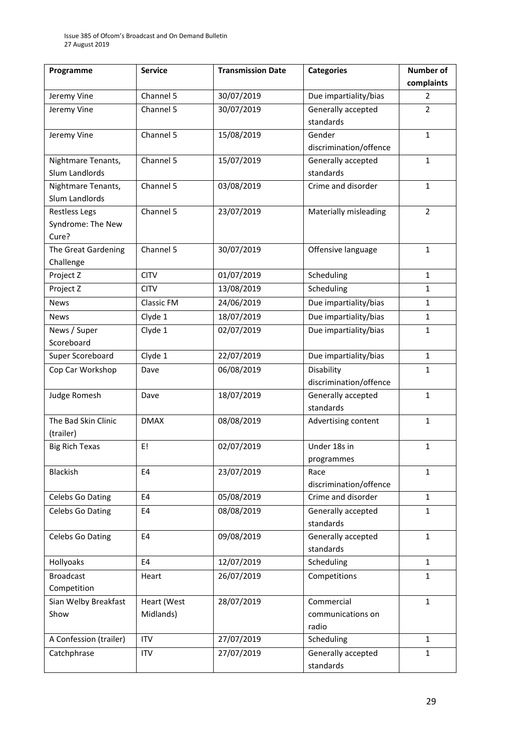| Programme | Service | Transmission Date | Categories | Number of complaints |
|---|---|---|---|---|
| Jeremy Vine | Channel 5 | 30/07/2019 | Due impartiality/bias | 2 |
| Jeremy Vine | Channel 5 | 30/07/2019 | Generally accepted standards | 2 |
| Jeremy Vine | Channel 5 | 15/08/2019 | Gender discrimination/offence | 1 |
| Nightmare Tenants, Slum Landlords | Channel 5 | 15/07/2019 | Generally accepted standards | 1 |
| Nightmare Tenants, Slum Landlords | Channel 5 | 03/08/2019 | Crime and disorder | 1 |
| Restless Legs Syndrome: The New Cure? | Channel 5 | 23/07/2019 | Materially misleading | 2 |
| The Great Gardening Challenge | Channel 5 | 30/07/2019 | Offensive language | 1 |
| Project Z | CITV | 01/07/2019 | Scheduling | 1 |
| Project Z | CITV | 13/08/2019 | Scheduling | 1 |
| News | Classic FM | 24/06/2019 | Due impartiality/bias | 1 |
| News | Clyde 1 | 18/07/2019 | Due impartiality/bias | 1 |
| News / Super Scoreboard | Clyde 1 | 02/07/2019 | Due impartiality/bias | 1 |
| Super Scoreboard | Clyde 1 | 22/07/2019 | Due impartiality/bias | 1 |
| Cop Car Workshop | Dave | 06/08/2019 | Disability discrimination/offence | 1 |
| Judge Romesh | Dave | 18/07/2019 | Generally accepted standards | 1 |
| The Bad Skin Clinic (trailer) | DMAX | 08/08/2019 | Advertising content | 1 |
| Big Rich Texas | E! | 02/07/2019 | Under 18s in programmes | 1 |
| Blackish | E4 | 23/07/2019 | Race discrimination/offence | 1 |
| Celebs Go Dating | E4 | 05/08/2019 | Crime and disorder | 1 |
| Celebs Go Dating | E4 | 08/08/2019 | Generally accepted standards | 1 |
| Celebs Go Dating | E4 | 09/08/2019 | Generally accepted standards | 1 |
| Hollyoaks | E4 | 12/07/2019 | Scheduling | 1 |
| Broadcast Competition | Heart | 26/07/2019 | Competitions | 1 |
| Sian Welby Breakfast Show | Heart (West Midlands) | 28/07/2019 | Commercial communications on radio | 1 |
| A Confession (trailer) | ITV | 27/07/2019 | Scheduling | 1 |
| Catchphrase | ITV | 27/07/2019 | Generally accepted standards | 1 |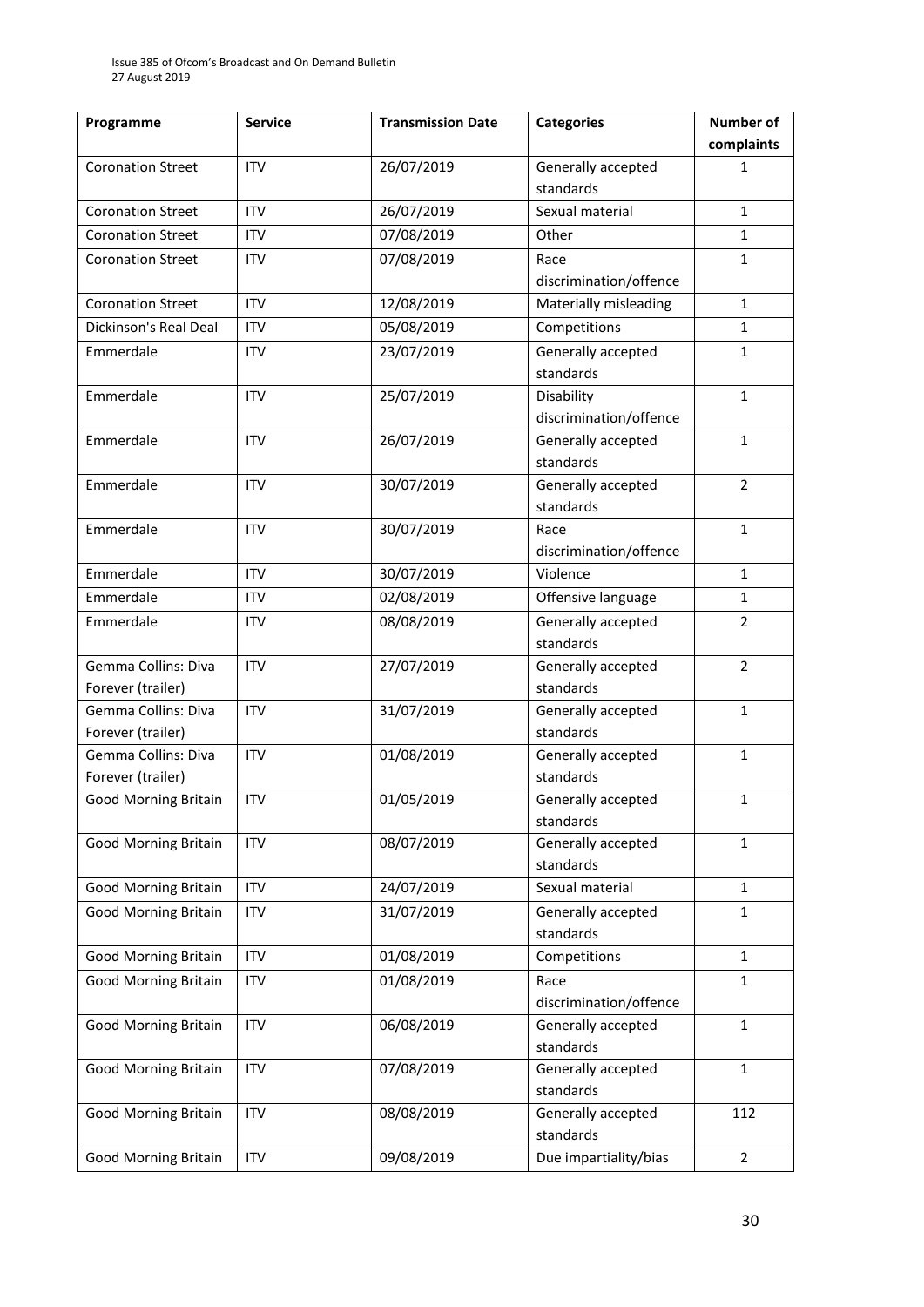| Programme | Service | Transmission Date | Categories | Number of complaints |
|---|---|---|---|---|
| Coronation Street | ITV | 26/07/2019 | Generally accepted standards | 1 |
| Coronation Street | ITV | 26/07/2019 | Sexual material | 1 |
| Coronation Street | ITV | 07/08/2019 | Other | 1 |
| Coronation Street | ITV | 07/08/2019 | Race discrimination/offence | 1 |
| Coronation Street | ITV | 12/08/2019 | Materially misleading | 1 |
| Dickinson's Real Deal | ITV | 05/08/2019 | Competitions | 1 |
| Emmerdale | ITV | 23/07/2019 | Generally accepted standards | 1 |
| Emmerdale | ITV | 25/07/2019 | Disability discrimination/offence | 1 |
| Emmerdale | ITV | 26/07/2019 | Generally accepted standards | 1 |
| Emmerdale | ITV | 30/07/2019 | Generally accepted standards | 2 |
| Emmerdale | ITV | 30/07/2019 | Race discrimination/offence | 1 |
| Emmerdale | ITV | 30/07/2019 | Violence | 1 |
| Emmerdale | ITV | 02/08/2019 | Offensive language | 1 |
| Emmerdale | ITV | 08/08/2019 | Generally accepted standards | 2 |
| Gemma Collins: Diva Forever (trailer) | ITV | 27/07/2019 | Generally accepted standards | 2 |
| Gemma Collins: Diva Forever (trailer) | ITV | 31/07/2019 | Generally accepted standards | 1 |
| Gemma Collins: Diva Forever (trailer) | ITV | 01/08/2019 | Generally accepted standards | 1 |
| Good Morning Britain | ITV | 01/05/2019 | Generally accepted standards | 1 |
| Good Morning Britain | ITV | 08/07/2019 | Generally accepted standards | 1 |
| Good Morning Britain | ITV | 24/07/2019 | Sexual material | 1 |
| Good Morning Britain | ITV | 31/07/2019 | Generally accepted standards | 1 |
| Good Morning Britain | ITV | 01/08/2019 | Competitions | 1 |
| Good Morning Britain | ITV | 01/08/2019 | Race discrimination/offence | 1 |
| Good Morning Britain | ITV | 06/08/2019 | Generally accepted standards | 1 |
| Good Morning Britain | ITV | 07/08/2019 | Generally accepted standards | 1 |
| Good Morning Britain | ITV | 08/08/2019 | Generally accepted standards | 112 |
| Good Morning Britain | ITV | 09/08/2019 | Due impartiality/bias | 2 |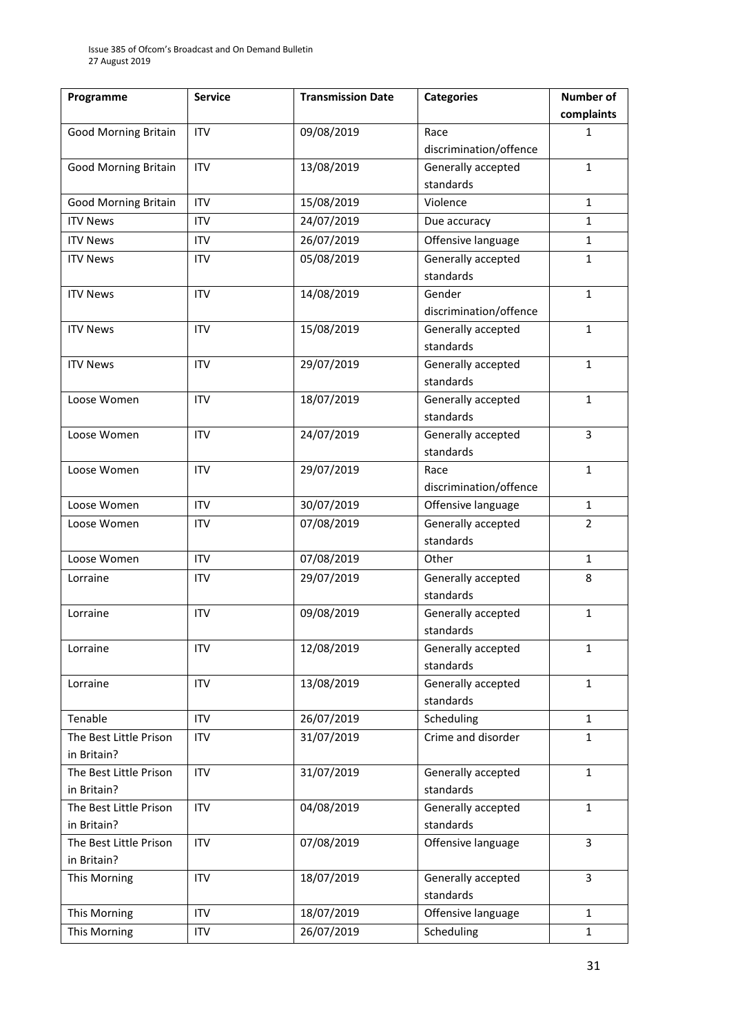| Programme | Service | Transmission Date | Categories | Number of complaints |
| --- | --- | --- | --- | --- |
| Good Morning Britain | ITV | 09/08/2019 | Race discrimination/offence | 1 |
| Good Morning Britain | ITV | 13/08/2019 | Generally accepted standards | 1 |
| Good Morning Britain | ITV | 15/08/2019 | Violence | 1 |
| ITV News | ITV | 24/07/2019 | Due accuracy | 1 |
| ITV News | ITV | 26/07/2019 | Offensive language | 1 |
| ITV News | ITV | 05/08/2019 | Generally accepted standards | 1 |
| ITV News | ITV | 14/08/2019 | Gender discrimination/offence | 1 |
| ITV News | ITV | 15/08/2019 | Generally accepted standards | 1 |
| ITV News | ITV | 29/07/2019 | Generally accepted standards | 1 |
| Loose Women | ITV | 18/07/2019 | Generally accepted standards | 1 |
| Loose Women | ITV | 24/07/2019 | Generally accepted standards | 3 |
| Loose Women | ITV | 29/07/2019 | Race discrimination/offence | 1 |
| Loose Women | ITV | 30/07/2019 | Offensive language | 1 |
| Loose Women | ITV | 07/08/2019 | Generally accepted standards | 2 |
| Loose Women | ITV | 07/08/2019 | Other | 1 |
| Lorraine | ITV | 29/07/2019 | Generally accepted standards | 8 |
| Lorraine | ITV | 09/08/2019 | Generally accepted standards | 1 |
| Lorraine | ITV | 12/08/2019 | Generally accepted standards | 1 |
| Lorraine | ITV | 13/08/2019 | Generally accepted standards | 1 |
| Tenable | ITV | 26/07/2019 | Scheduling | 1 |
| The Best Little Prison in Britain? | ITV | 31/07/2019 | Crime and disorder | 1 |
| The Best Little Prison in Britain? | ITV | 31/07/2019 | Generally accepted standards | 1 |
| The Best Little Prison in Britain? | ITV | 04/08/2019 | Generally accepted standards | 1 |
| The Best Little Prison in Britain? | ITV | 07/08/2019 | Offensive language | 3 |
| This Morning | ITV | 18/07/2019 | Generally accepted standards | 3 |
| This Morning | ITV | 18/07/2019 | Offensive language | 1 |
| This Morning | ITV | 26/07/2019 | Scheduling | 1 |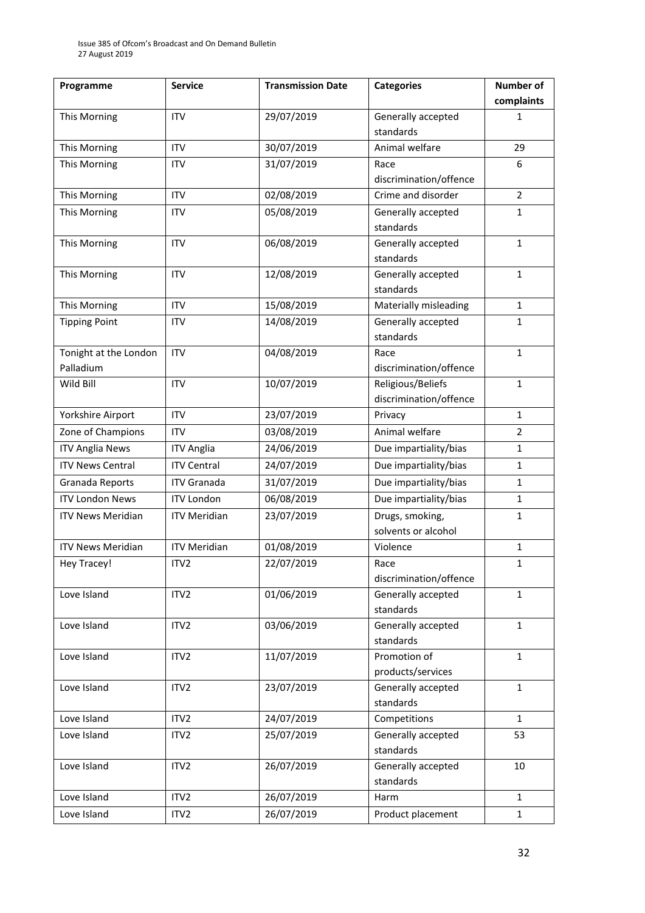| Programme | Service | Transmission Date | Categories | Number of complaints |
| --- | --- | --- | --- | --- |
| This Morning | ITV | 29/07/2019 | Generally accepted standards | 1 |
| This Morning | ITV | 30/07/2019 | Animal welfare | 29 |
| This Morning | ITV | 31/07/2019 | Race discrimination/offence | 6 |
| This Morning | ITV | 02/08/2019 | Crime and disorder | 2 |
| This Morning | ITV | 05/08/2019 | Generally accepted standards | 1 |
| This Morning | ITV | 06/08/2019 | Generally accepted standards | 1 |
| This Morning | ITV | 12/08/2019 | Generally accepted standards | 1 |
| This Morning | ITV | 15/08/2019 | Materially misleading | 1 |
| Tipping Point | ITV | 14/08/2019 | Generally accepted standards | 1 |
| Tonight at the London Palladium | ITV | 04/08/2019 | Race discrimination/offence | 1 |
| Wild Bill | ITV | 10/07/2019 | Religious/Beliefs discrimination/offence | 1 |
| Yorkshire Airport | ITV | 23/07/2019 | Privacy | 1 |
| Zone of Champions | ITV | 03/08/2019 | Animal welfare | 2 |
| ITV Anglia News | ITV Anglia | 24/06/2019 | Due impartiality/bias | 1 |
| ITV News Central | ITV Central | 24/07/2019 | Due impartiality/bias | 1 |
| Granada Reports | ITV Granada | 31/07/2019 | Due impartiality/bias | 1 |
| ITV London News | ITV London | 06/08/2019 | Due impartiality/bias | 1 |
| ITV News Meridian | ITV Meridian | 23/07/2019 | Drugs, smoking, solvents or alcohol | 1 |
| ITV News Meridian | ITV Meridian | 01/08/2019 | Violence | 1 |
| Hey Tracey! | ITV2 | 22/07/2019 | Race discrimination/offence | 1 |
| Love Island | ITV2 | 01/06/2019 | Generally accepted standards | 1 |
| Love Island | ITV2 | 03/06/2019 | Generally accepted standards | 1 |
| Love Island | ITV2 | 11/07/2019 | Promotion of products/services | 1 |
| Love Island | ITV2 | 23/07/2019 | Generally accepted standards | 1 |
| Love Island | ITV2 | 24/07/2019 | Competitions | 1 |
| Love Island | ITV2 | 25/07/2019 | Generally accepted standards | 53 |
| Love Island | ITV2 | 26/07/2019 | Generally accepted standards | 10 |
| Love Island | ITV2 | 26/07/2019 | Harm | 1 |
| Love Island | ITV2 | 26/07/2019 | Product placement | 1 |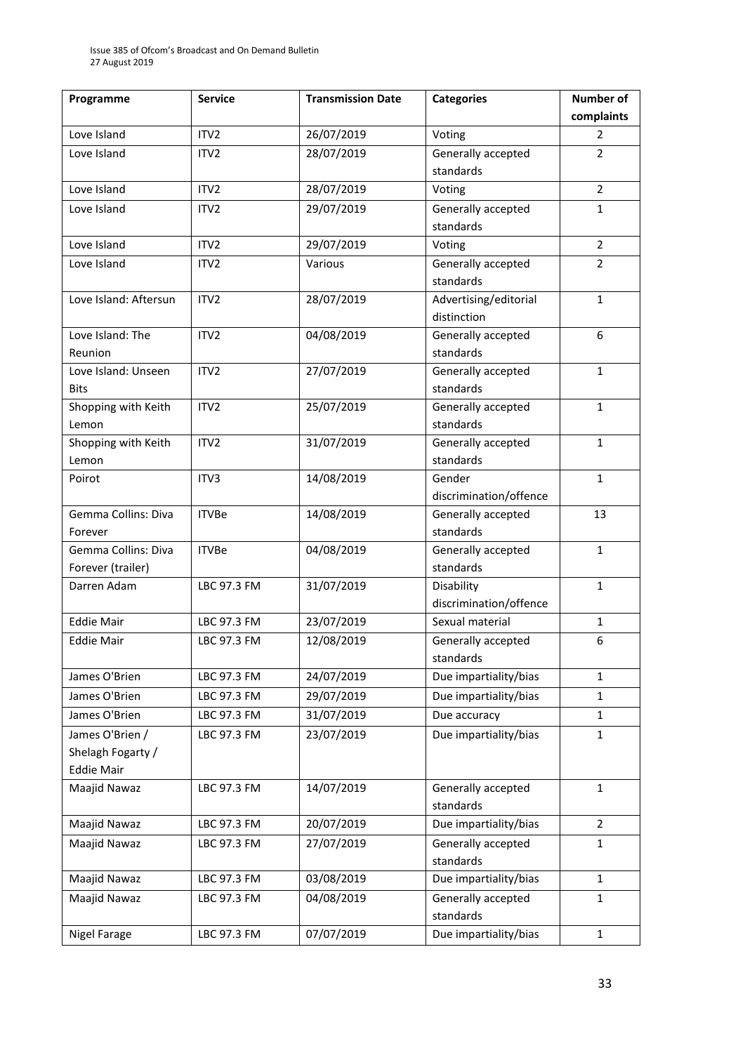| Programme | Service | Transmission Date | Categories | Number of complaints |
|---|---|---|---|---|
| Love Island | ITV2 | 26/07/2019 | Voting | 2 |
| Love Island | ITV2 | 28/07/2019 | Generally accepted standards | 2 |
| Love Island | ITV2 | 28/07/2019 | Voting | 2 |
| Love Island | ITV2 | 29/07/2019 | Generally accepted standards | 1 |
| Love Island | ITV2 | 29/07/2019 | Voting | 2 |
| Love Island | ITV2 | Various | Generally accepted standards | 2 |
| Love Island: Aftersun | ITV2 | 28/07/2019 | Advertising/editorial distinction | 1 |
| Love Island: The Reunion | ITV2 | 04/08/2019 | Generally accepted standards | 6 |
| Love Island: Unseen Bits | ITV2 | 27/07/2019 | Generally accepted standards | 1 |
| Shopping with Keith Lemon | ITV2 | 25/07/2019 | Generally accepted standards | 1 |
| Shopping with Keith Lemon | ITV2 | 31/07/2019 | Generally accepted standards | 1 |
| Poirot | ITV3 | 14/08/2019 | Gender discrimination/offence | 1 |
| Gemma Collins: Diva Forever | ITVBe | 14/08/2019 | Generally accepted standards | 13 |
| Gemma Collins: Diva Forever (trailer) | ITVBe | 04/08/2019 | Generally accepted standards | 1 |
| Darren Adam | LBC 97.3 FM | 31/07/2019 | Disability discrimination/offence | 1 |
| Eddie Mair | LBC 97.3 FM | 23/07/2019 | Sexual material | 1 |
| Eddie Mair | LBC 97.3 FM | 12/08/2019 | Generally accepted standards | 6 |
| James O'Brien | LBC 97.3 FM | 24/07/2019 | Due impartiality/bias | 1 |
| James O'Brien | LBC 97.3 FM | 29/07/2019 | Due impartiality/bias | 1 |
| James O'Brien | LBC 97.3 FM | 31/07/2019 | Due accuracy | 1 |
| James O'Brien / Shelagh Fogarty / Eddie Mair | LBC 97.3 FM | 23/07/2019 | Due impartiality/bias | 1 |
| Maajid Nawaz | LBC 97.3 FM | 14/07/2019 | Generally accepted standards | 1 |
| Maajid Nawaz | LBC 97.3 FM | 20/07/2019 | Due impartiality/bias | 2 |
| Maajid Nawaz | LBC 97.3 FM | 27/07/2019 | Generally accepted standards | 1 |
| Maajid Nawaz | LBC 97.3 FM | 03/08/2019 | Due impartiality/bias | 1 |
| Maajid Nawaz | LBC 97.3 FM | 04/08/2019 | Generally accepted standards | 1 |
| Nigel Farage | LBC 97.3 FM | 07/07/2019 | Due impartiality/bias | 1 |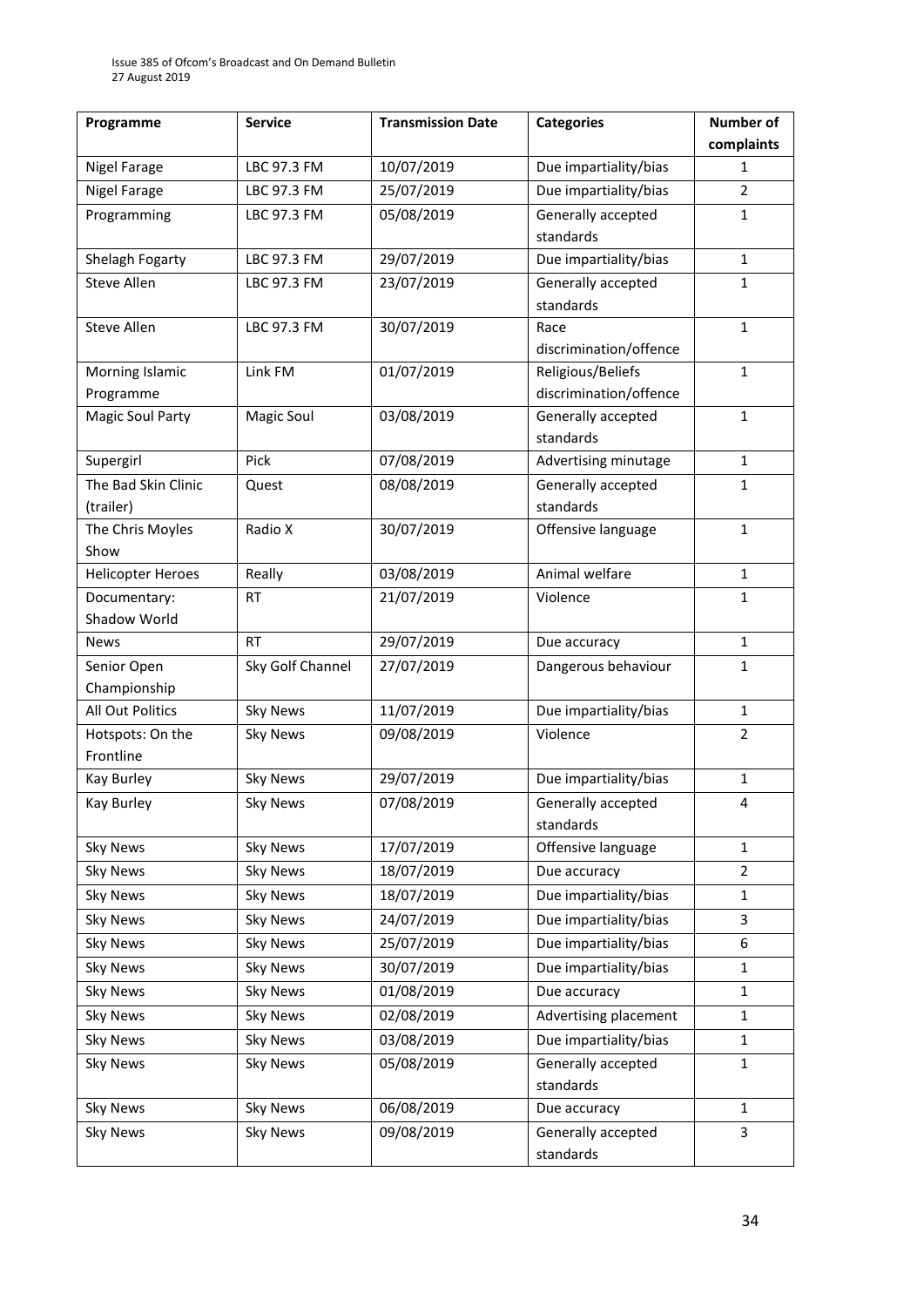| Programme | Service | Transmission Date | Categories | Number of complaints |
|---|---|---|---|---|
| Nigel Farage | LBC 97.3 FM | 10/07/2019 | Due impartiality/bias | 1 |
| Nigel Farage | LBC 97.3 FM | 25/07/2019 | Due impartiality/bias | 2 |
| Programming | LBC 97.3 FM | 05/08/2019 | Generally accepted standards | 1 |
| Shelagh Fogarty | LBC 97.3 FM | 29/07/2019 | Due impartiality/bias | 1 |
| Steve Allen | LBC 97.3 FM | 23/07/2019 | Generally accepted standards | 1 |
| Steve Allen | LBC 97.3 FM | 30/07/2019 | Race discrimination/offence | 1 |
| Morning Islamic Programme | Link FM | 01/07/2019 | Religious/Beliefs discrimination/offence | 1 |
| Magic Soul Party | Magic Soul | 03/08/2019 | Generally accepted standards | 1 |
| Supergirl | Pick | 07/08/2019 | Advertising minutage | 1 |
| The Bad Skin Clinic (trailer) | Quest | 08/08/2019 | Generally accepted standards | 1 |
| The Chris Moyles Show | Radio X | 30/07/2019 | Offensive language | 1 |
| Helicopter Heroes | Really | 03/08/2019 | Animal welfare | 1 |
| Documentary: Shadow World | RT | 21/07/2019 | Violence | 1 |
| News | RT | 29/07/2019 | Due accuracy | 1 |
| Senior Open Championship | Sky Golf Channel | 27/07/2019 | Dangerous behaviour | 1 |
| All Out Politics | Sky News | 11/07/2019 | Due impartiality/bias | 1 |
| Hotspots: On the Frontline | Sky News | 09/08/2019 | Violence | 2 |
| Kay Burley | Sky News | 29/07/2019 | Due impartiality/bias | 1 |
| Kay Burley | Sky News | 07/08/2019 | Generally accepted standards | 4 |
| Sky News | Sky News | 17/07/2019 | Offensive language | 1 |
| Sky News | Sky News | 18/07/2019 | Due accuracy | 2 |
| Sky News | Sky News | 18/07/2019 | Due impartiality/bias | 1 |
| Sky News | Sky News | 24/07/2019 | Due impartiality/bias | 3 |
| Sky News | Sky News | 25/07/2019 | Due impartiality/bias | 6 |
| Sky News | Sky News | 30/07/2019 | Due impartiality/bias | 1 |
| Sky News | Sky News | 01/08/2019 | Due accuracy | 1 |
| Sky News | Sky News | 02/08/2019 | Advertising placement | 1 |
| Sky News | Sky News | 03/08/2019 | Due impartiality/bias | 1 |
| Sky News | Sky News | 05/08/2019 | Generally accepted standards | 1 |
| Sky News | Sky News | 06/08/2019 | Due accuracy | 1 |
| Sky News | Sky News | 09/08/2019 | Generally accepted standards | 3 |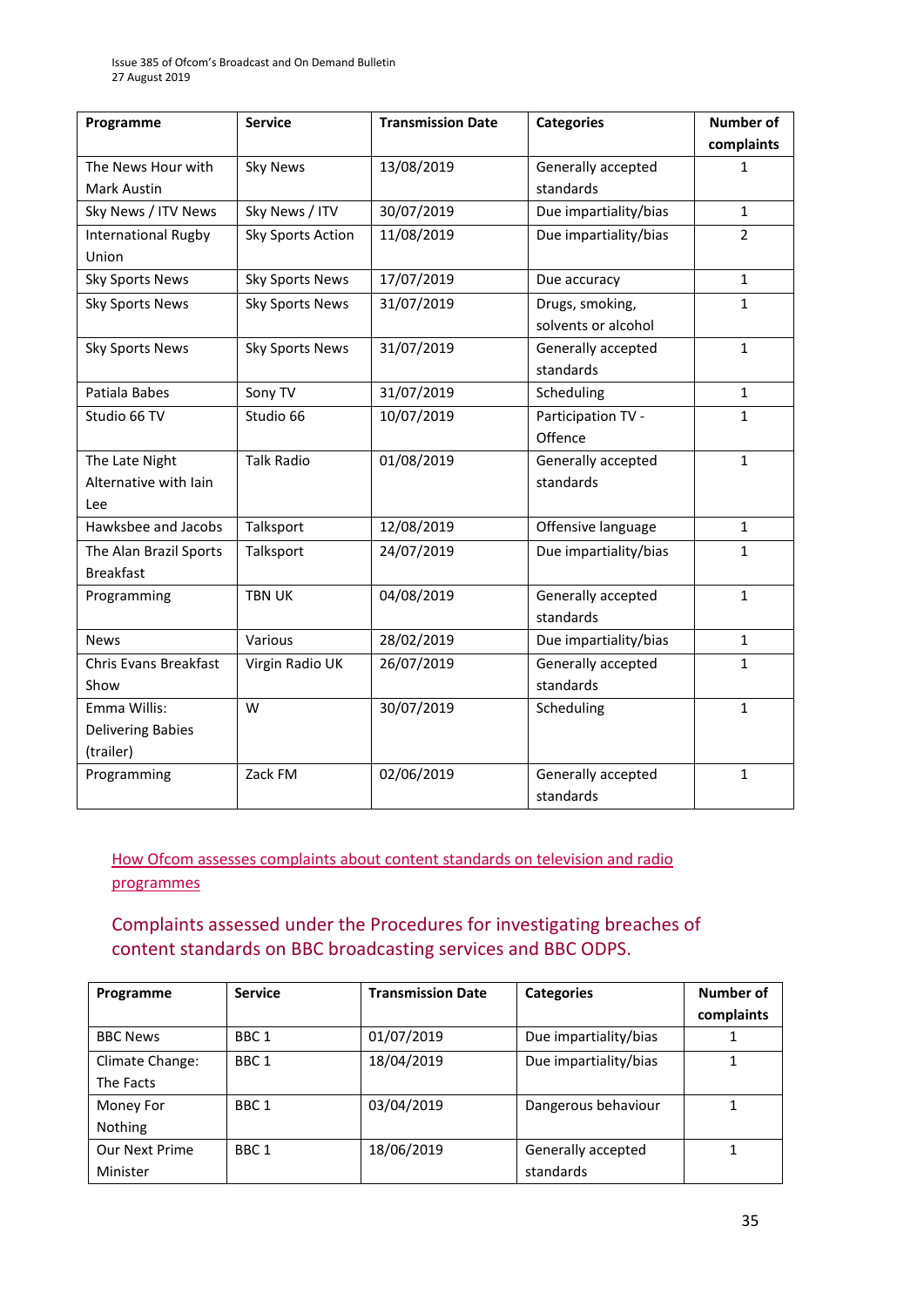| Programme | Service | Transmission Date | Categories | Number of complaints |
|---|---|---|---|---|
| The News Hour with Mark Austin | Sky News | 13/08/2019 | Generally accepted standards | 1 |
| Sky News / ITV News | Sky News / ITV | 30/07/2019 | Due impartiality/bias | 1 |
| International Rugby Union | Sky Sports Action | 11/08/2019 | Due impartiality/bias | 2 |
| Sky Sports News | Sky Sports News | 17/07/2019 | Due accuracy | 1 |
| Sky Sports News | Sky Sports News | 31/07/2019 | Drugs, smoking, solvents or alcohol | 1 |
| Sky Sports News | Sky Sports News | 31/07/2019 | Generally accepted standards | 1 |
| Patiala Babes | Sony TV | 31/07/2019 | Scheduling | 1 |
| Studio 66 TV | Studio 66 | 10/07/2019 | Participation TV - Offence | 1 |
| The Late Night Alternative with Iain Lee | Talk Radio | 01/08/2019 | Generally accepted standards | 1 |
| Hawksbee and Jacobs | Talksport | 12/08/2019 | Offensive language | 1 |
| The Alan Brazil Sports Breakfast | Talksport | 24/07/2019 | Due impartiality/bias | 1 |
| Programming | TBN UK | 04/08/2019 | Generally accepted standards | 1 |
| News | Various | 28/02/2019 | Due impartiality/bias | 1 |
| Chris Evans Breakfast Show | Virgin Radio UK | 26/07/2019 | Generally accepted standards | 1 |
| Emma Willis: Delivering Babies (trailer) | W | 30/07/2019 | Scheduling | 1 |
| Programming | Zack FM | 02/06/2019 | Generally accepted standards | 1 |

How Ofcom assesses complaints about content standards on television and radio programmes

## Complaints assessed under the Procedures for investigating breaches of content standards on BBC broadcasting services and BBC ODPS.

| Programme | Service | Transmission Date | Categories | Number of complaints |
|---|---|---|---|---|
| BBC News | BBC 1 | 01/07/2019 | Due impartiality/bias | 1 |
| Climate Change: The Facts | BBC 1 | 18/04/2019 | Due impartiality/bias | 1 |
| Money For Nothing | BBC 1 | 03/04/2019 | Dangerous behaviour | 1 |
| Our Next Prime Minister | BBC 1 | 18/06/2019 | Generally accepted standards | 1 |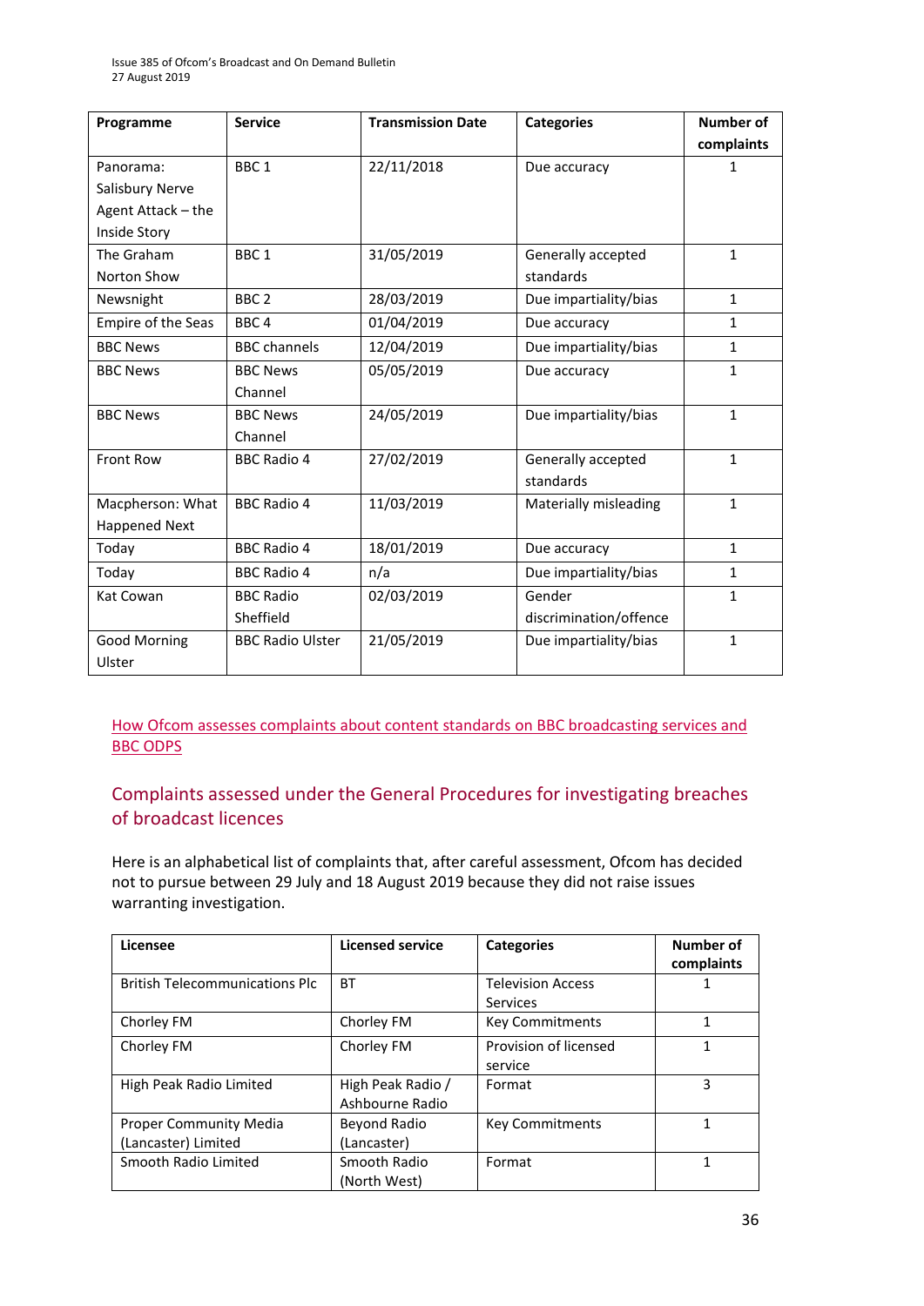| Programme | Service | Transmission Date | Categories | Number of complaints |
|---|---|---|---|---|
| Panorama: Salisbury Nerve Agent Attack – the Inside Story | BBC 1 | 22/11/2018 | Due accuracy | 1 |
| The Graham Norton Show | BBC 1 | 31/05/2019 | Generally accepted standards | 1 |
| Newsnight | BBC 2 | 28/03/2019 | Due impartiality/bias | 1 |
| Empire of the Seas | BBC 4 | 01/04/2019 | Due accuracy | 1 |
| BBC News | BBC channels | 12/04/2019 | Due impartiality/bias | 1 |
| BBC News | BBC News Channel | 05/05/2019 | Due accuracy | 1 |
| BBC News | BBC News Channel | 24/05/2019 | Due impartiality/bias | 1 |
| Front Row | BBC Radio 4 | 27/02/2019 | Generally accepted standards | 1 |
| Macpherson: What Happened Next | BBC Radio 4 | 11/03/2019 | Materially misleading | 1 |
| Today | BBC Radio 4 | 18/01/2019 | Due accuracy | 1 |
| Today | BBC Radio 4 | n/a | Due impartiality/bias | 1 |
| Kat Cowan | BBC Radio Sheffield | 02/03/2019 | Gender discrimination/offence | 1 |
| Good Morning Ulster | BBC Radio Ulster | 21/05/2019 | Due impartiality/bias | 1 |

How Ofcom assesses complaints about content standards on BBC broadcasting services and BBC ODPS

## Complaints assessed under the General Procedures for investigating breaches of broadcast licences

Here is an alphabetical list of complaints that, after careful assessment, Ofcom has decided not to pursue between 29 July and 18 August 2019 because they did not raise issues warranting investigation.

| Licensee | Licensed service | Categories | Number of complaints |
|---|---|---|---|
| British Telecommunications Plc | BT | Television Access Services | 1 |
| Chorley FM | Chorley FM | Key Commitments | 1 |
| Chorley FM | Chorley FM | Provision of licensed service | 1 |
| High Peak Radio Limited | High Peak Radio / Ashbourne Radio | Format | 3 |
| Proper Community Media (Lancaster) Limited | Beyond Radio (Lancaster) | Key Commitments | 1 |
| Smooth Radio Limited | Smooth Radio (North West) | Format | 1 |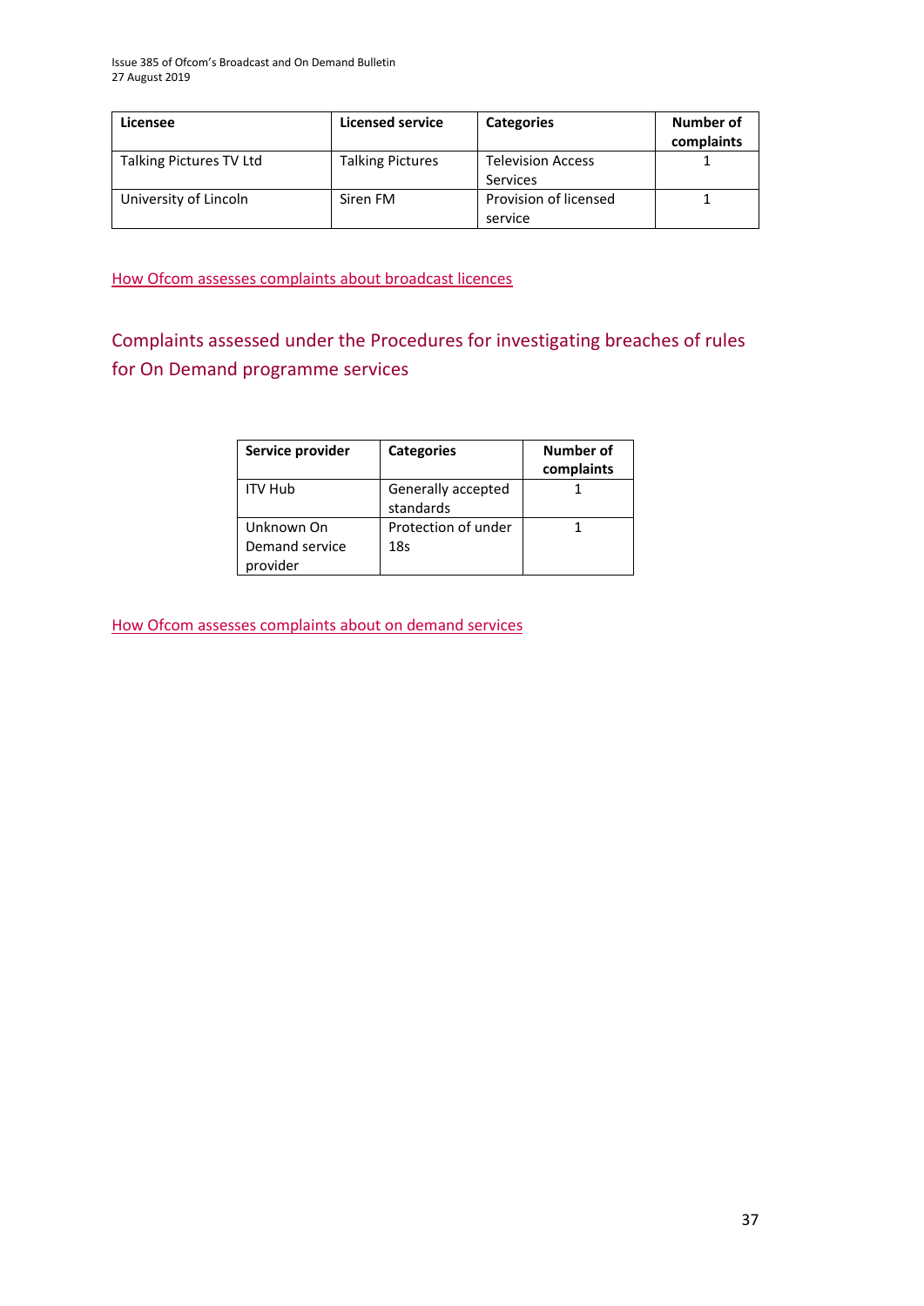| Licensee | Licensed service | Categories | Number of complaints |
| --- | --- | --- | --- |
| Talking Pictures TV Ltd | Talking Pictures | Television Access Services | 1 |
| University of Lincoln | Siren FM | Provision of licensed service | 1 |

How Ofcom assesses complaints about broadcast licences

## Complaints assessed under the Procedures for investigating breaches of rules for On Demand programme services

| Service provider | Categories | Number of complaints |
| --- | --- | --- |
| ITV Hub | Generally accepted standards | 1 |
| Unknown On Demand service provider | Protection of under 18s | 1 |

How Ofcom assesses complaints about on demand services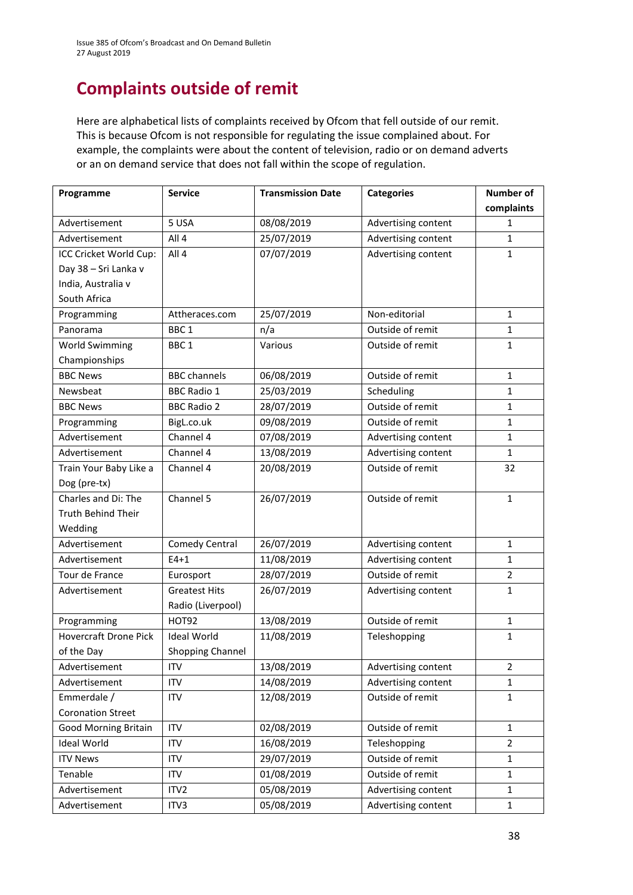# Complaints outside of remit

Here are alphabetical lists of complaints received by Ofcom that fell outside of our remit. This is because Ofcom is not responsible for regulating the issue complained about. For example, the complaints were about the content of television, radio or on demand adverts or an on demand service that does not fall within the scope of regulation.

| Programme | Service | Transmission Date | Categories | Number of complaints |
|---|---|---|---|---|
| Advertisement | 5 USA | 08/08/2019 | Advertising content | 1 |
| Advertisement | All 4 | 25/07/2019 | Advertising content | 1 |
| ICC Cricket World Cup: Day 38 – Sri Lanka v India, Australia v South Africa | All 4 | 07/07/2019 | Advertising content | 1 |
| Programming | Attheraces.com | 25/07/2019 | Non-editorial | 1 |
| Panorama | BBC 1 | n/a | Outside of remit | 1 |
| World Swimming Championships | BBC 1 | Various | Outside of remit | 1 |
| BBC News | BBC channels | 06/08/2019 | Outside of remit | 1 |
| Newsbeat | BBC Radio 1 | 25/03/2019 | Scheduling | 1 |
| BBC News | BBC Radio 2 | 28/07/2019 | Outside of remit | 1 |
| Programming | BigL.co.uk | 09/08/2019 | Outside of remit | 1 |
| Advertisement | Channel 4 | 07/08/2019 | Advertising content | 1 |
| Advertisement | Channel 4 | 13/08/2019 | Advertising content | 1 |
| Train Your Baby Like a Dog (pre-tx) | Channel 4 | 20/08/2019 | Outside of remit | 32 |
| Charles and Di: The Truth Behind Their Wedding | Channel 5 | 26/07/2019 | Outside of remit | 1 |
| Advertisement | Comedy Central | 26/07/2019 | Advertising content | 1 |
| Advertisement | E4+1 | 11/08/2019 | Advertising content | 1 |
| Tour de France | Eurosport | 28/07/2019 | Outside of remit | 2 |
| Advertisement | Greatest Hits Radio (Liverpool) | 26/07/2019 | Advertising content | 1 |
| Programming | HOT92 | 13/08/2019 | Outside of remit | 1 |
| Hovercraft Drone Pick of the Day | Ideal World Shopping Channel | 11/08/2019 | Teleshopping | 1 |
| Advertisement | ITV | 13/08/2019 | Advertising content | 2 |
| Advertisement | ITV | 14/08/2019 | Advertising content | 1 |
| Emmerdale / Coronation Street | ITV | 12/08/2019 | Outside of remit | 1 |
| Good Morning Britain | ITV | 02/08/2019 | Outside of remit | 1 |
| Ideal World | ITV | 16/08/2019 | Teleshopping | 2 |
| ITV News | ITV | 29/07/2019 | Outside of remit | 1 |
| Tenable | ITV | 01/08/2019 | Outside of remit | 1 |
| Advertisement | ITV2 | 05/08/2019 | Advertising content | 1 |
| Advertisement | ITV3 | 05/08/2019 | Advertising content | 1 |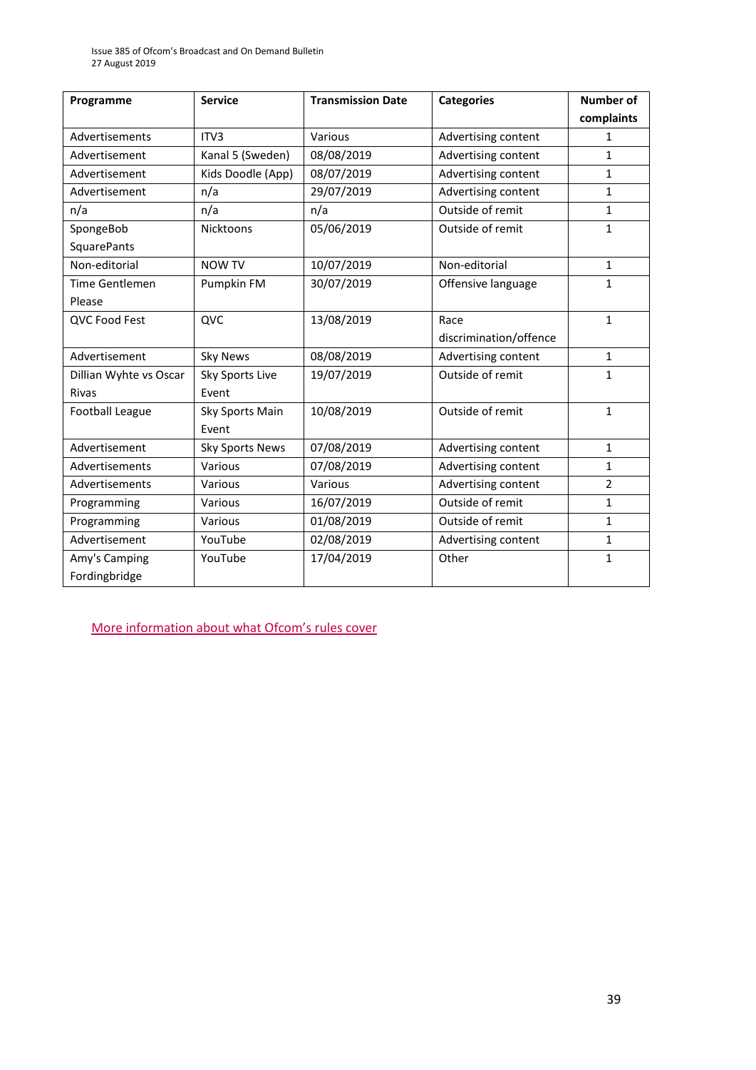| Programme | Service | Transmission Date | Categories | Number of complaints |
|---|---|---|---|---|
| Advertisements | ITV3 | Various | Advertising content | 1 |
| Advertisement | Kanal 5 (Sweden) | 08/08/2019 | Advertising content | 1 |
| Advertisement | Kids Doodle (App) | 08/07/2019 | Advertising content | 1 |
| Advertisement | n/a | 29/07/2019 | Advertising content | 1 |
| n/a | n/a | n/a | Outside of remit | 1 |
| SpongeBob SquarePants | Nicktoons | 05/06/2019 | Outside of remit | 1 |
| Non-editorial | NOW TV | 10/07/2019 | Non-editorial | 1 |
| Time Gentlemen Please | Pumpkin FM | 30/07/2019 | Offensive language | 1 |
| QVC Food Fest | QVC | 13/08/2019 | Race discrimination/offence | 1 |
| Advertisement | Sky News | 08/08/2019 | Advertising content | 1 |
| Dillian Whyte vs Oscar Rivas | Sky Sports Live Event | 19/07/2019 | Outside of remit | 1 |
| Football League | Sky Sports Main Event | 10/08/2019 | Outside of remit | 1 |
| Advertisement | Sky Sports News | 07/08/2019 | Advertising content | 1 |
| Advertisements | Various | 07/08/2019 | Advertising content | 1 |
| Advertisements | Various | Various | Advertising content | 2 |
| Programming | Various | 16/07/2019 | Outside of remit | 1 |
| Programming | Various | 01/08/2019 | Outside of remit | 1 |
| Advertisement | YouTube | 02/08/2019 | Advertising content | 1 |
| Amy's Camping Fordingbridge | YouTube | 17/04/2019 | Other | 1 |

More information about what Ofcom's rules cover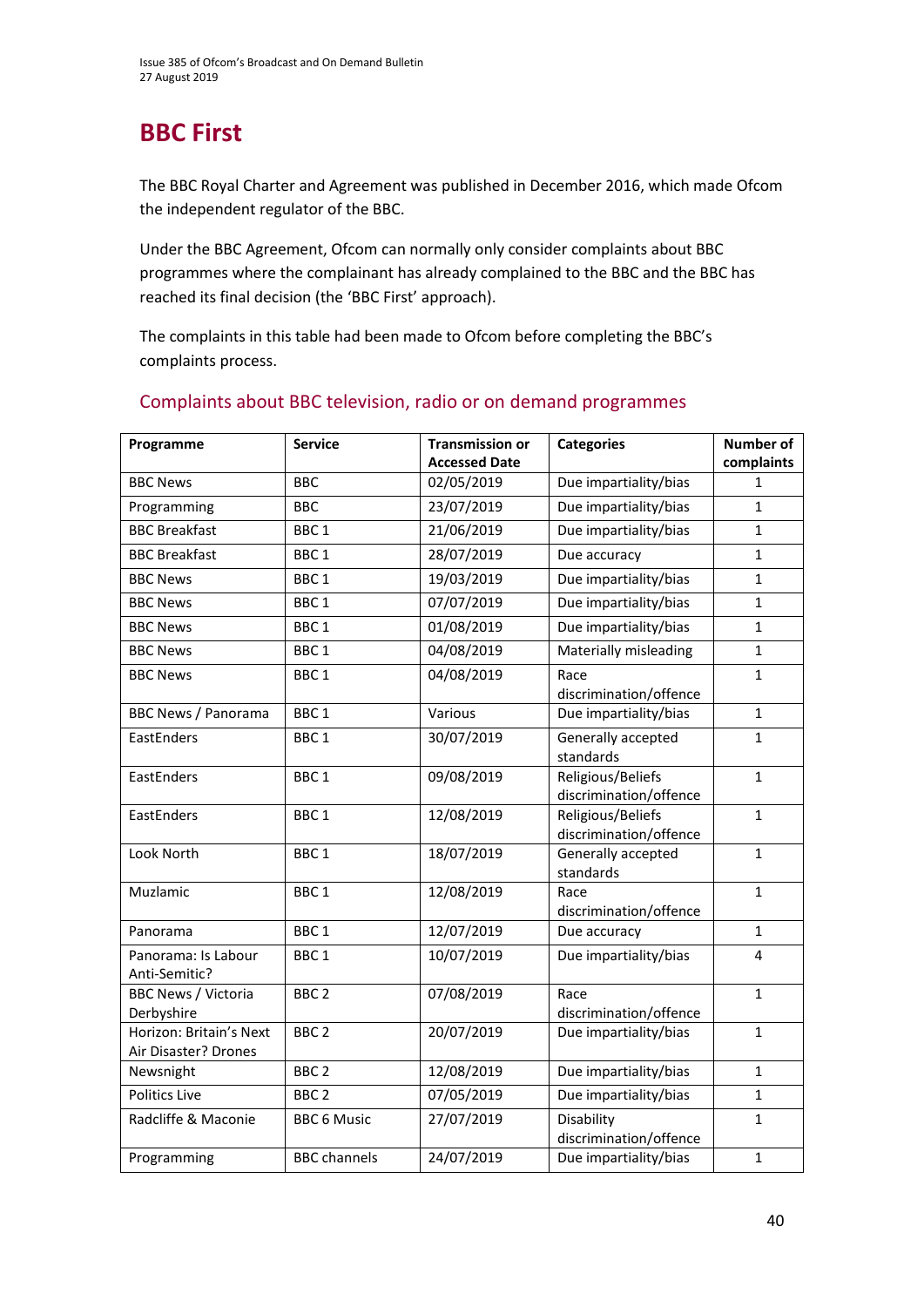# BBC First

The BBC Royal Charter and Agreement was published in December 2016, which made Ofcom the independent regulator of the BBC.

Under the BBC Agreement, Ofcom can normally only consider complaints about BBC programmes where the complainant has already complained to the BBC and the BBC has reached its final decision (the 'BBC First' approach).

The complaints in this table had been made to Ofcom before completing the BBC's complaints process.

## Complaints about BBC television, radio or on demand programmes

| Programme | Service | Transmission or Accessed Date | Categories | Number of complaints |
|---|---|---|---|---|
| BBC News | BBC | 02/05/2019 | Due impartiality/bias | 1 |
| Programming | BBC | 23/07/2019 | Due impartiality/bias | 1 |
| BBC Breakfast | BBC 1 | 21/06/2019 | Due impartiality/bias | 1 |
| BBC Breakfast | BBC 1 | 28/07/2019 | Due accuracy | 1 |
| BBC News | BBC 1 | 19/03/2019 | Due impartiality/bias | 1 |
| BBC News | BBC 1 | 07/07/2019 | Due impartiality/bias | 1 |
| BBC News | BBC 1 | 01/08/2019 | Due impartiality/bias | 1 |
| BBC News | BBC 1 | 04/08/2019 | Materially misleading | 1 |
| BBC News | BBC 1 | 04/08/2019 | Race discrimination/offence | 1 |
| BBC News / Panorama | BBC 1 | Various | Due impartiality/bias | 1 |
| EastEnders | BBC 1 | 30/07/2019 | Generally accepted standards | 1 |
| EastEnders | BBC 1 | 09/08/2019 | Religious/Beliefs discrimination/offence | 1 |
| EastEnders | BBC 1 | 12/08/2019 | Religious/Beliefs discrimination/offence | 1 |
| Look North | BBC 1 | 18/07/2019 | Generally accepted standards | 1 |
| Muzlamic | BBC 1 | 12/08/2019 | Race discrimination/offence | 1 |
| Panorama | BBC 1 | 12/07/2019 | Due accuracy | 1 |
| Panorama: Is Labour Anti-Semitic? | BBC 1 | 10/07/2019 | Due impartiality/bias | 4 |
| BBC News / Victoria Derbyshire | BBC 2 | 07/08/2019 | Race discrimination/offence | 1 |
| Horizon: Britain's Next Air Disaster? Drones | BBC 2 | 20/07/2019 | Due impartiality/bias | 1 |
| Newsnight | BBC 2 | 12/08/2019 | Due impartiality/bias | 1 |
| Politics Live | BBC 2 | 07/05/2019 | Due impartiality/bias | 1 |
| Radcliffe & Maconie | BBC 6 Music | 27/07/2019 | Disability discrimination/offence | 1 |
| Programming | BBC channels | 24/07/2019 | Due impartiality/bias | 1 |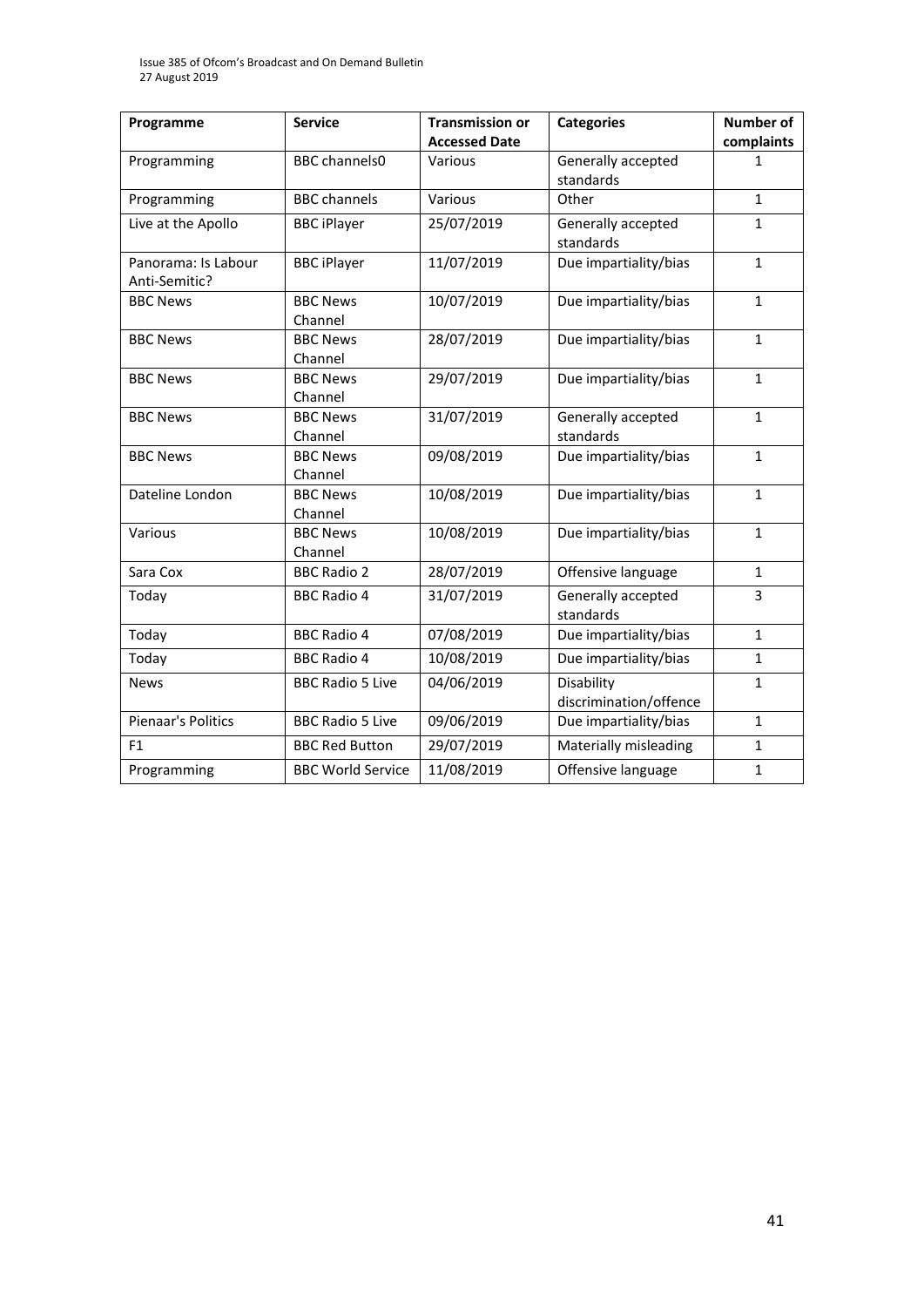| Programme | Service | Transmission or Accessed Date | Categories | Number of complaints |
|---|---|---|---|---|
| Programming | BBC channels0 | Various | Generally accepted standards | 1 |
| Programming | BBC channels | Various | Other | 1 |
| Live at the Apollo | BBC iPlayer | 25/07/2019 | Generally accepted standards | 1 |
| Panorama: Is Labour Anti-Semitic? | BBC iPlayer | 11/07/2019 | Due impartiality/bias | 1 |
| BBC News | BBC News Channel | 10/07/2019 | Due impartiality/bias | 1 |
| BBC News | BBC News Channel | 28/07/2019 | Due impartiality/bias | 1 |
| BBC News | BBC News Channel | 29/07/2019 | Due impartiality/bias | 1 |
| BBC News | BBC News Channel | 31/07/2019 | Generally accepted standards | 1 |
| BBC News | BBC News Channel | 09/08/2019 | Due impartiality/bias | 1 |
| Dateline London | BBC News Channel | 10/08/2019 | Due impartiality/bias | 1 |
| Various | BBC News Channel | 10/08/2019 | Due impartiality/bias | 1 |
| Sara Cox | BBC Radio 2 | 28/07/2019 | Offensive language | 1 |
| Today | BBC Radio 4 | 31/07/2019 | Generally accepted standards | 3 |
| Today | BBC Radio 4 | 07/08/2019 | Due impartiality/bias | 1 |
| Today | BBC Radio 4 | 10/08/2019 | Due impartiality/bias | 1 |
| News | BBC Radio 5 Live | 04/06/2019 | Disability discrimination/offence | 1 |
| Pienaar's Politics | BBC Radio 5 Live | 09/06/2019 | Due impartiality/bias | 1 |
| F1 | BBC Red Button | 29/07/2019 | Materially misleading | 1 |
| Programming | BBC World Service | 11/08/2019 | Offensive language | 1 |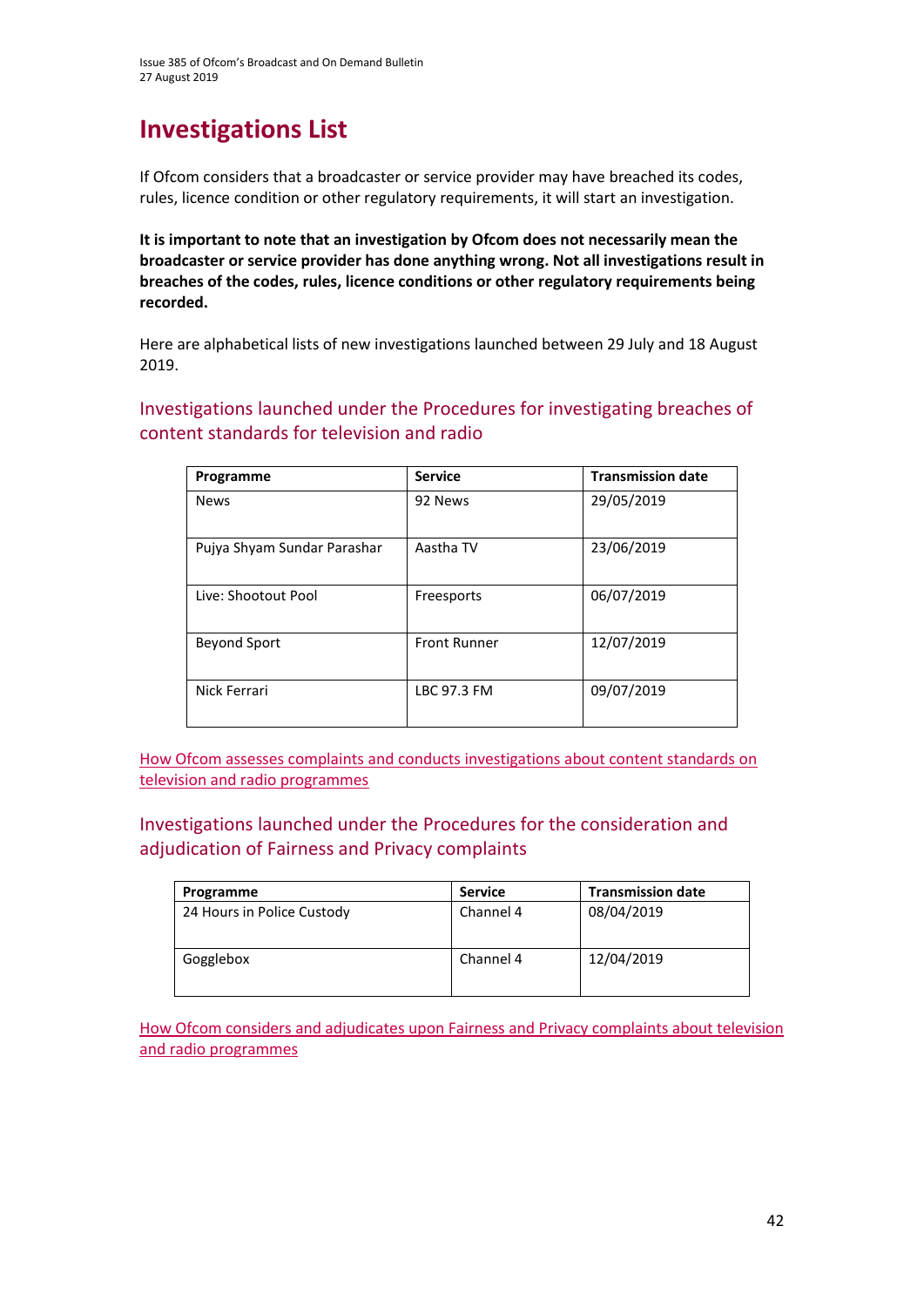# Investigations List

If Ofcom considers that a broadcaster or service provider may have breached its codes, rules, licence condition or other regulatory requirements, it will start an investigation.

**It is important to note that an investigation by Ofcom does not necessarily mean the broadcaster or service provider has done anything wrong. Not all investigations result in breaches of the codes, rules, licence conditions or other regulatory requirements being recorded.**

Here are alphabetical lists of new investigations launched between 29 July and 18 August 2019.

## Investigations launched under the Procedures for investigating breaches of content standards for television and radio

| Programme | Service | Transmission date |
|---|---|---|
| News | 92 News | 29/05/2019 |
| Pujya Shyam Sundar Parashar | Aastha TV | 23/06/2019 |
| Live: Shootout Pool | Freesports | 06/07/2019 |
| Beyond Sport | Front Runner | 12/07/2019 |
| Nick Ferrari | LBC 97.3 FM | 09/07/2019 |

How Ofcom assesses complaints and conducts investigations about content standards on television and radio programmes

## Investigations launched under the Procedures for the consideration and adjudication of Fairness and Privacy complaints

| Programme | Service | Transmission date |
|---|---|---|
| 24 Hours in Police Custody | Channel 4 | 08/04/2019 |
| Gogglebox | Channel 4 | 12/04/2019 |

How Ofcom considers and adjudicates upon Fairness and Privacy complaints about television and radio programmes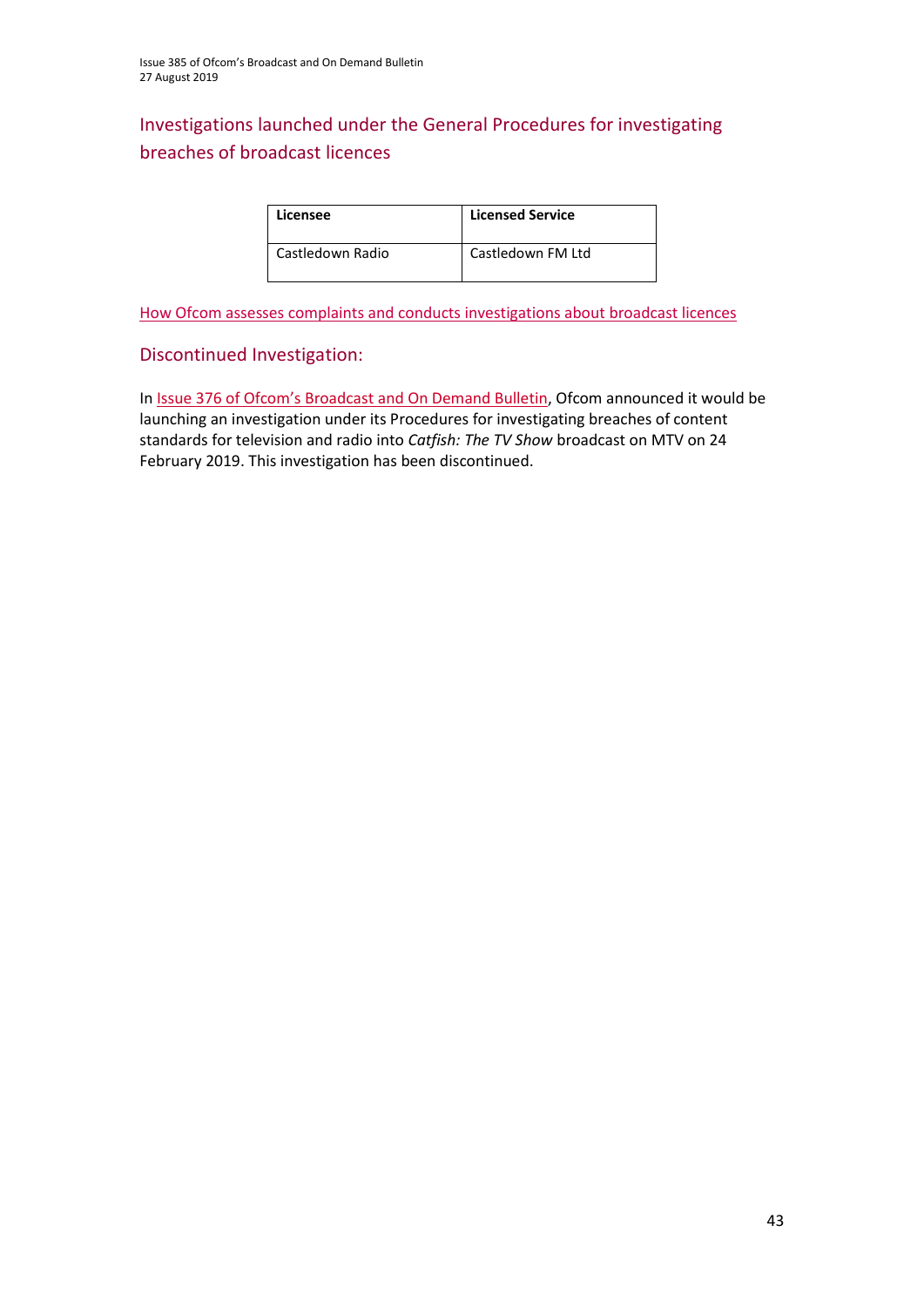## Investigations launched under the General Procedures for investigating breaches of broadcast licences

| Licensee | Licensed Service |
|---|---|
| Castledown Radio | Castledown FM Ltd |

How Ofcom assesses complaints and conducts investigations about broadcast licences

## Discontinued Investigation:

In Issue 376 of Ofcom's Broadcast and On Demand Bulletin, Ofcom announced it would be launching an investigation under its Procedures for investigating breaches of content standards for television and radio into *Catfish: The TV Show* broadcast on MTV on 24 February 2019. This investigation has been discontinued.